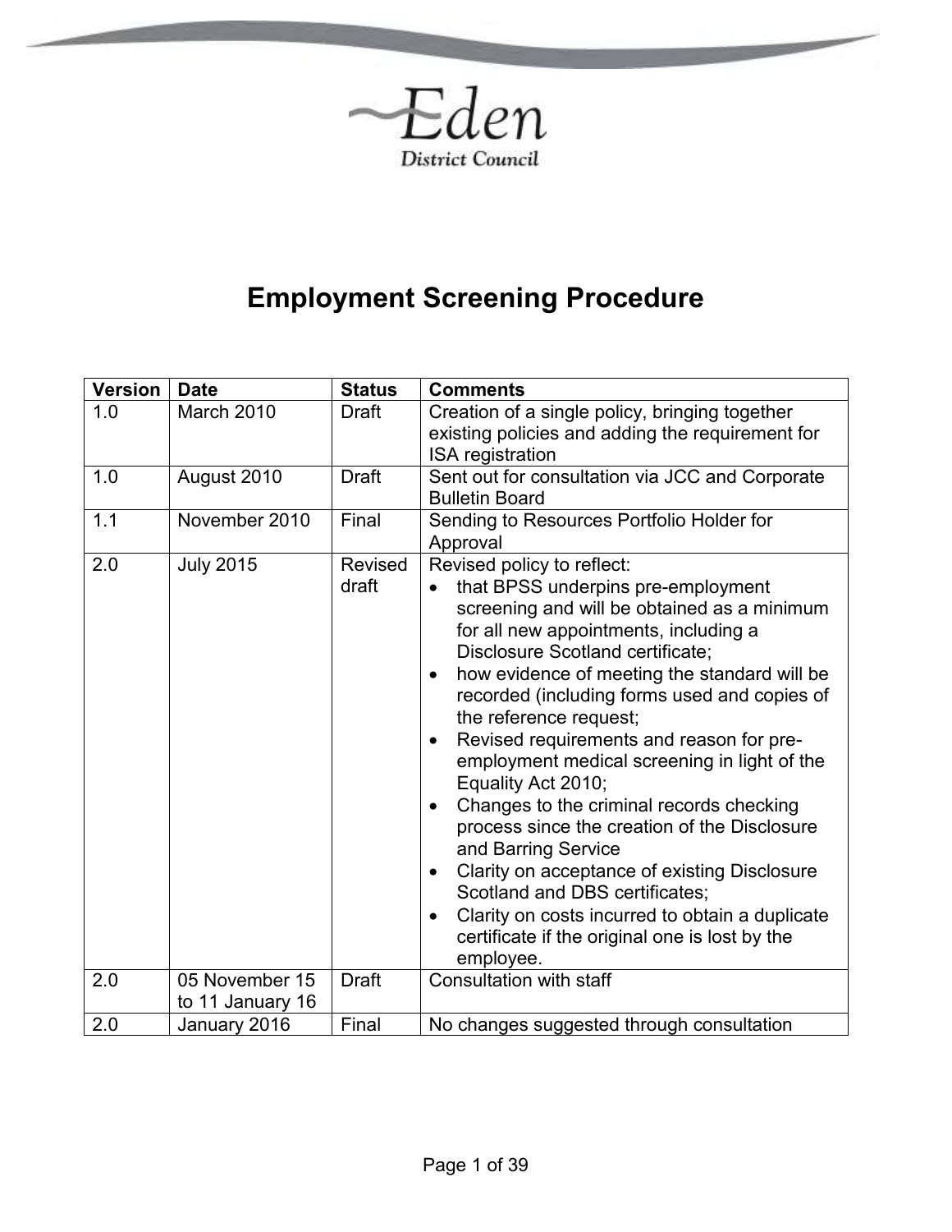Eden District Council

# Employment Screening Procedure

| Version | Date | Status | Comments |
|---|---|---|---|
| 1.0 | March 2010 | Draft | Creation of a single policy, bringing together existing policies and adding the requirement for ISA registration |
| 1.0 | August 2010 | Draft | Sent out for consultation via JCC and Corporate Bulletin Board |
| 1.1 | November 2010 | Final | Sending to Resources Portfolio Holder for Approval |
| 2.0 | July 2015 | Revised draft | Revised policy to reflect: • that BPSS underpins pre-employment screening and will be obtained as a minimum for all new appointments, including a Disclosure Scotland certificate; • how evidence of meeting the standard will be recorded (including forms used and copies of the reference request; • Revised requirements and reason for pre-employment medical screening in light of the Equality Act 2010; • Changes to the criminal records checking process since the creation of the Disclosure and Barring Service • Clarity on acceptance of existing Disclosure Scotland and DBS certificates; • Clarity on costs incurred to obtain a duplicate certificate if the original one is lost by the employee. |
| 2.0 | 05 November 15 to 11 January 16 | Draft | Consultation with staff |
| 2.0 | January 2016 | Final | No changes suggested through consultation |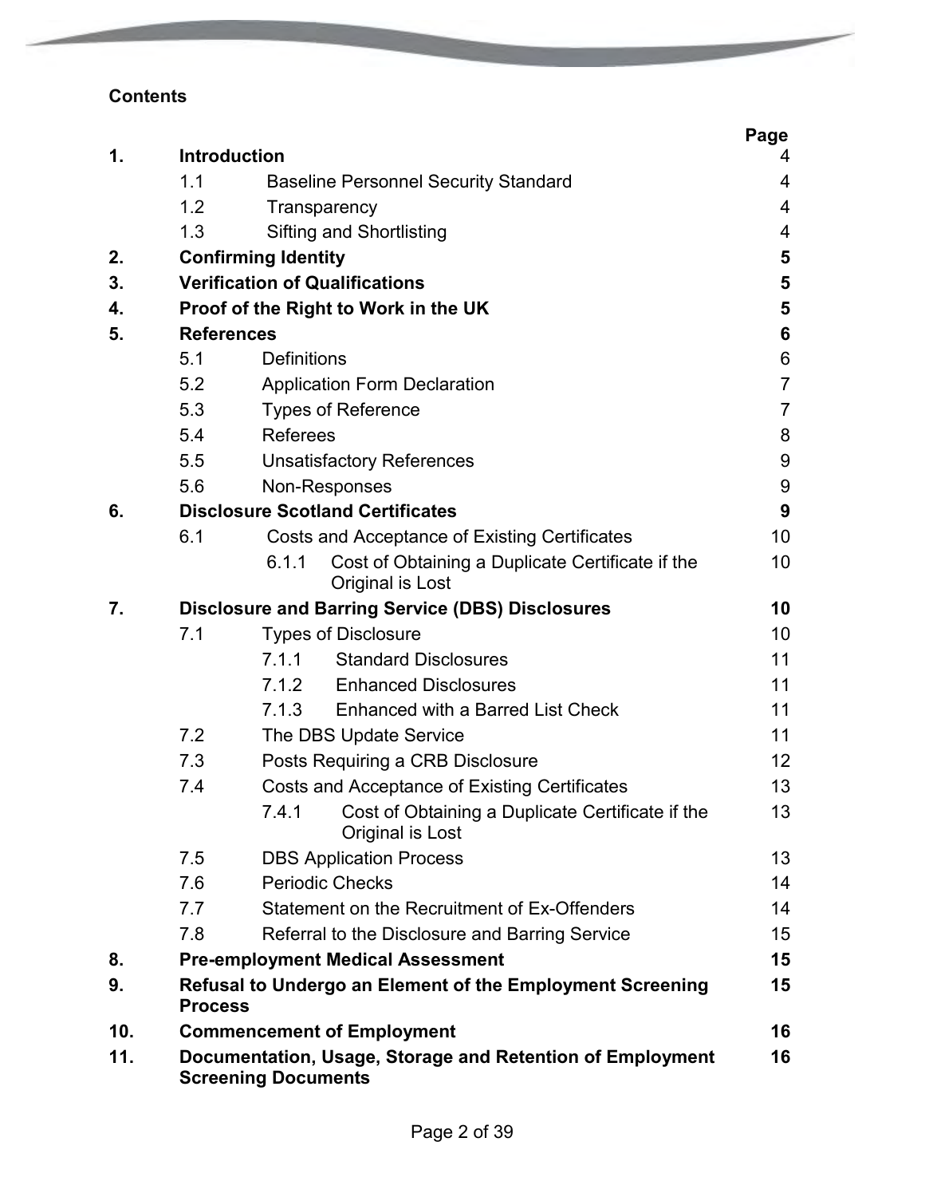**Contents**

| | | Page |
|---|---|---|
| **1.** | **Introduction** | 4 |
| | 1.1 Baseline Personnel Security Standard | 4 |
| | 1.2 Transparency | 4 |
| | 1.3 Sifting and Shortlisting | 4 |
| **2.** | **Confirming Identity** | **5** |
| **3.** | **Verification of Qualifications** | **5** |
| **4.** | **Proof of the Right to Work in the UK** | **5** |
| **5.** | **References** | **6** |
| | 5.1 Definitions | 6 |
| | 5.2 Application Form Declaration | 7 |
| | 5.3 Types of Reference | 7 |
| | 5.4 Referees | 8 |
| | 5.5 Unsatisfactory References | 9 |
| | 5.6 Non-Responses | 9 |
| **6.** | **Disclosure Scotland Certificates** | **9** |
| | 6.1 Costs and Acceptance of Existing Certificates | 10 |
| | 6.1.1 Cost of Obtaining a Duplicate Certificate if the Original is Lost | 10 |
| **7.** | **Disclosure and Barring Service (DBS) Disclosures** | **10** |
| | 7.1 Types of Disclosure | 10 |
| | 7.1.1 Standard Disclosures | 11 |
| | 7.1.2 Enhanced Disclosures | 11 |
| | 7.1.3 Enhanced with a Barred List Check | 11 |
| | 7.2 The DBS Update Service | 11 |
| | 7.3 Posts Requiring a CRB Disclosure | 12 |
| | 7.4 Costs and Acceptance of Existing Certificates | 13 |
| | 7.4.1 Cost of Obtaining a Duplicate Certificate if the Original is Lost | 13 |
| | 7.5 DBS Application Process | 13 |
| | 7.6 Periodic Checks | 14 |
| | 7.7 Statement on the Recruitment of Ex-Offenders | 14 |
| | 7.8 Referral to the Disclosure and Barring Service | 15 |
| **8.** | **Pre-employment Medical Assessment** | **15** |
| **9.** | **Refusal to Undergo an Element of the Employment Screening Process** | **15** |
| **10.** | **Commencement of Employment** | **16** |
| **11.** | **Documentation, Usage, Storage and Retention of Employment Screening Documents** | **16** |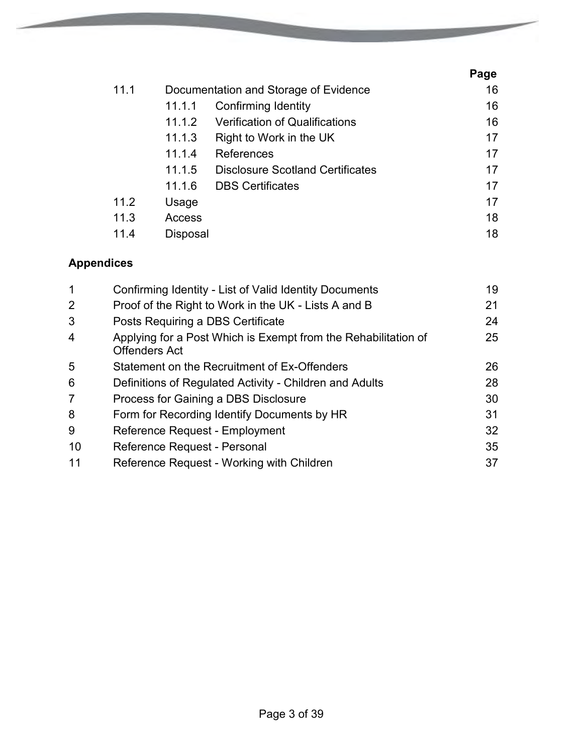| | | | Page |
|---|---|---|---|
| 11.1 | Documentation and Storage of Evidence | | 16 |
| | 11.1.1 | Confirming Identity | 16 |
| | 11.1.2 | Verification of Qualifications | 16 |
| | 11.1.3 | Right to Work in the UK | 17 |
| | 11.1.4 | References | 17 |
| | 11.1.5 | Disclosure Scotland Certificates | 17 |
| | 11.1.6 | DBS Certificates | 17 |
| 11.2 | Usage | | 17 |
| 11.3 | Access | | 18 |
| 11.4 | Disposal | | 18 |

**Appendices**

| | | |
|---|---|---|
| 1 | Confirming Identity - List of Valid Identity Documents | 19 |
| 2 | Proof of the Right to Work in the UK - Lists A and B | 21 |
| 3 | Posts Requiring a DBS Certificate | 24 |
| 4 | Applying for a Post Which is Exempt from the Rehabilitation of Offenders Act | 25 |
| 5 | Statement on the Recruitment of Ex-Offenders | 26 |
| 6 | Definitions of Regulated Activity - Children and Adults | 28 |
| 7 | Process for Gaining a DBS Disclosure | 30 |
| 8 | Form for Recording Identify Documents by HR | 31 |
| 9 | Reference Request - Employment | 32 |
| 10 | Reference Request - Personal | 35 |
| 11 | Reference Request - Working with Children | 37 |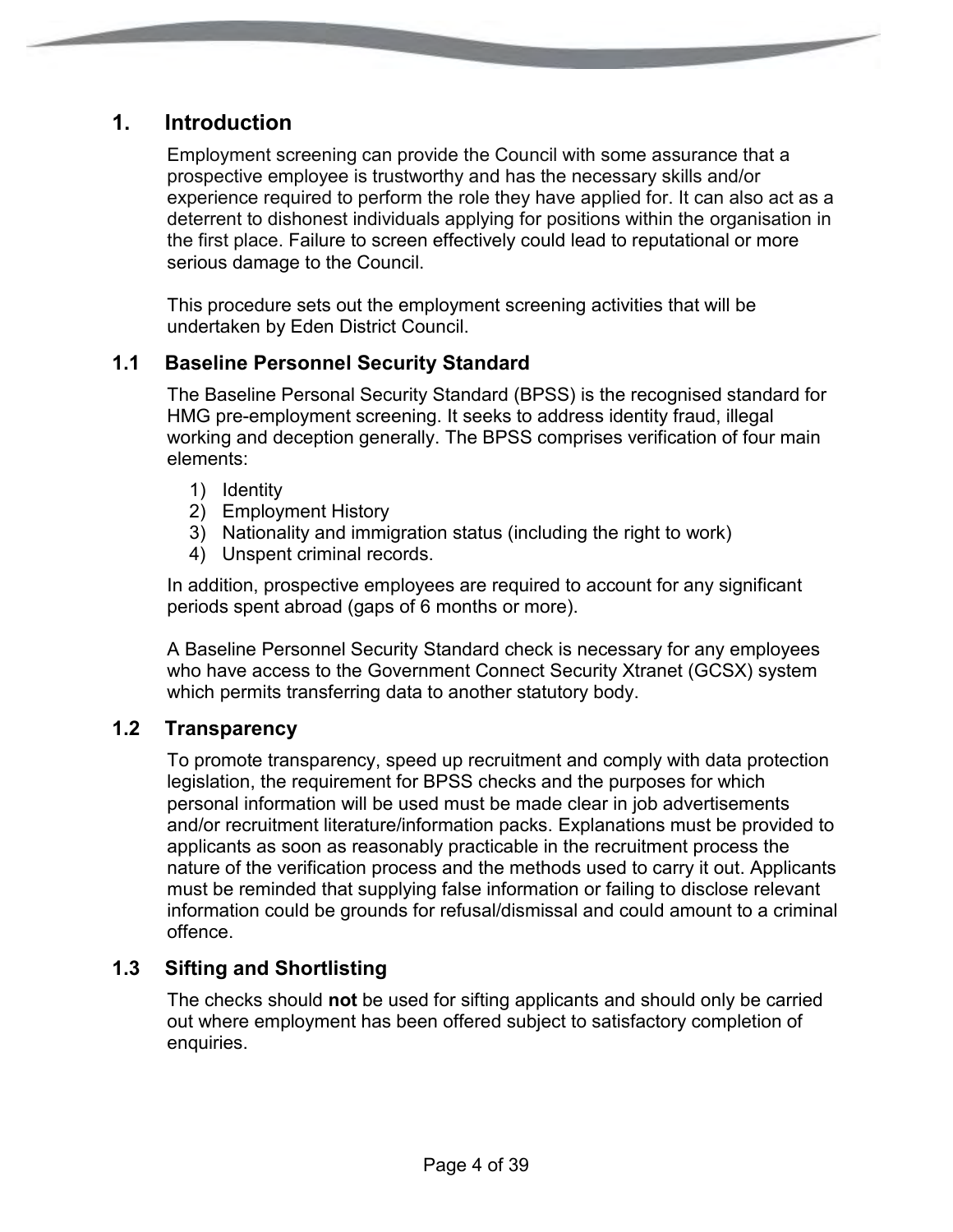## 1. Introduction

Employment screening can provide the Council with some assurance that a prospective employee is trustworthy and has the necessary skills and/or experience required to perform the role they have applied for. It can also act as a deterrent to dishonest individuals applying for positions within the organisation in the first place. Failure to screen effectively could lead to reputational or more serious damage to the Council.

This procedure sets out the employment screening activities that will be undertaken by Eden District Council.

### 1.1 Baseline Personnel Security Standard

The Baseline Personal Security Standard (BPSS) is the recognised standard for HMG pre-employment screening. It seeks to address identity fraud, illegal working and deception generally. The BPSS comprises verification of four main elements:

1) Identity
2) Employment History
3) Nationality and immigration status (including the right to work)
4) Unspent criminal records.

In addition, prospective employees are required to account for any significant periods spent abroad (gaps of 6 months or more).

A Baseline Personnel Security Standard check is necessary for any employees who have access to the Government Connect Security Xtranet (GCSX) system which permits transferring data to another statutory body.

### 1.2 Transparency

To promote transparency, speed up recruitment and comply with data protection legislation, the requirement for BPSS checks and the purposes for which personal information will be used must be made clear in job advertisements and/or recruitment literature/information packs. Explanations must be provided to applicants as soon as reasonably practicable in the recruitment process the nature of the verification process and the methods used to carry it out. Applicants must be reminded that supplying false information or failing to disclose relevant information could be grounds for refusal/dismissal and could amount to a criminal offence.

### 1.3 Sifting and Shortlisting

The checks should **not** be used for sifting applicants and should only be carried out where employment has been offered subject to satisfactory completion of enquiries.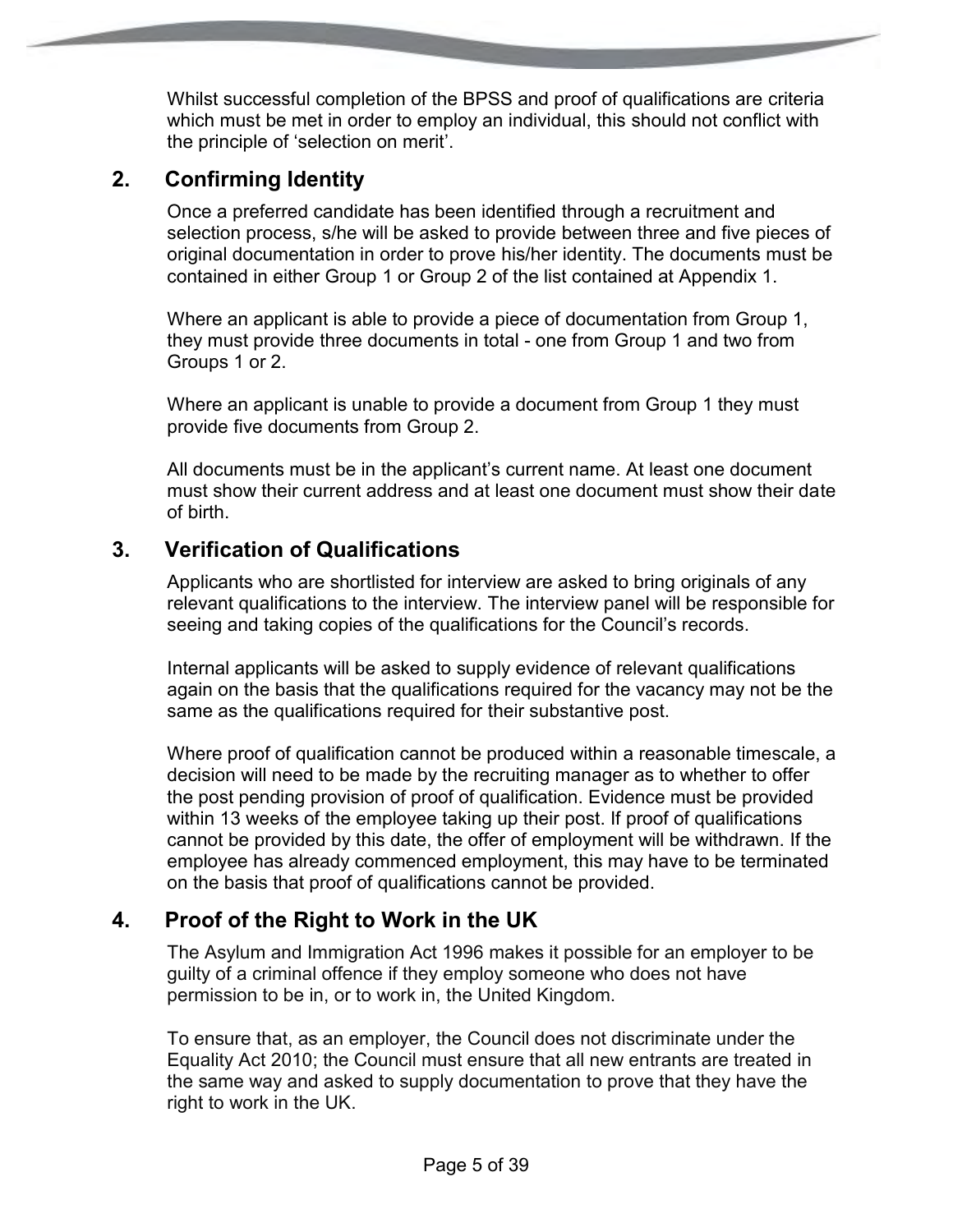Whilst successful completion of the BPSS and proof of qualifications are criteria which must be met in order to employ an individual, this should not conflict with the principle of 'selection on merit'.

## 2. Confirming Identity

Once a preferred candidate has been identified through a recruitment and selection process, s/he will be asked to provide between three and five pieces of original documentation in order to prove his/her identity. The documents must be contained in either Group 1 or Group 2 of the list contained at Appendix 1.

Where an applicant is able to provide a piece of documentation from Group 1, they must provide three documents in total - one from Group 1 and two from Groups 1 or 2.

Where an applicant is unable to provide a document from Group 1 they must provide five documents from Group 2.

All documents must be in the applicant's current name. At least one document must show their current address and at least one document must show their date of birth.

## 3. Verification of Qualifications

Applicants who are shortlisted for interview are asked to bring originals of any relevant qualifications to the interview. The interview panel will be responsible for seeing and taking copies of the qualifications for the Council's records.

Internal applicants will be asked to supply evidence of relevant qualifications again on the basis that the qualifications required for the vacancy may not be the same as the qualifications required for their substantive post.

Where proof of qualification cannot be produced within a reasonable timescale, a decision will need to be made by the recruiting manager as to whether to offer the post pending provision of proof of qualification. Evidence must be provided within 13 weeks of the employee taking up their post. If proof of qualifications cannot be provided by this date, the offer of employment will be withdrawn. If the employee has already commenced employment, this may have to be terminated on the basis that proof of qualifications cannot be provided.

## 4. Proof of the Right to Work in the UK

The Asylum and Immigration Act 1996 makes it possible for an employer to be guilty of a criminal offence if they employ someone who does not have permission to be in, or to work in, the United Kingdom.

To ensure that, as an employer, the Council does not discriminate under the Equality Act 2010; the Council must ensure that all new entrants are treated in the same way and asked to supply documentation to prove that they have the right to work in the UK.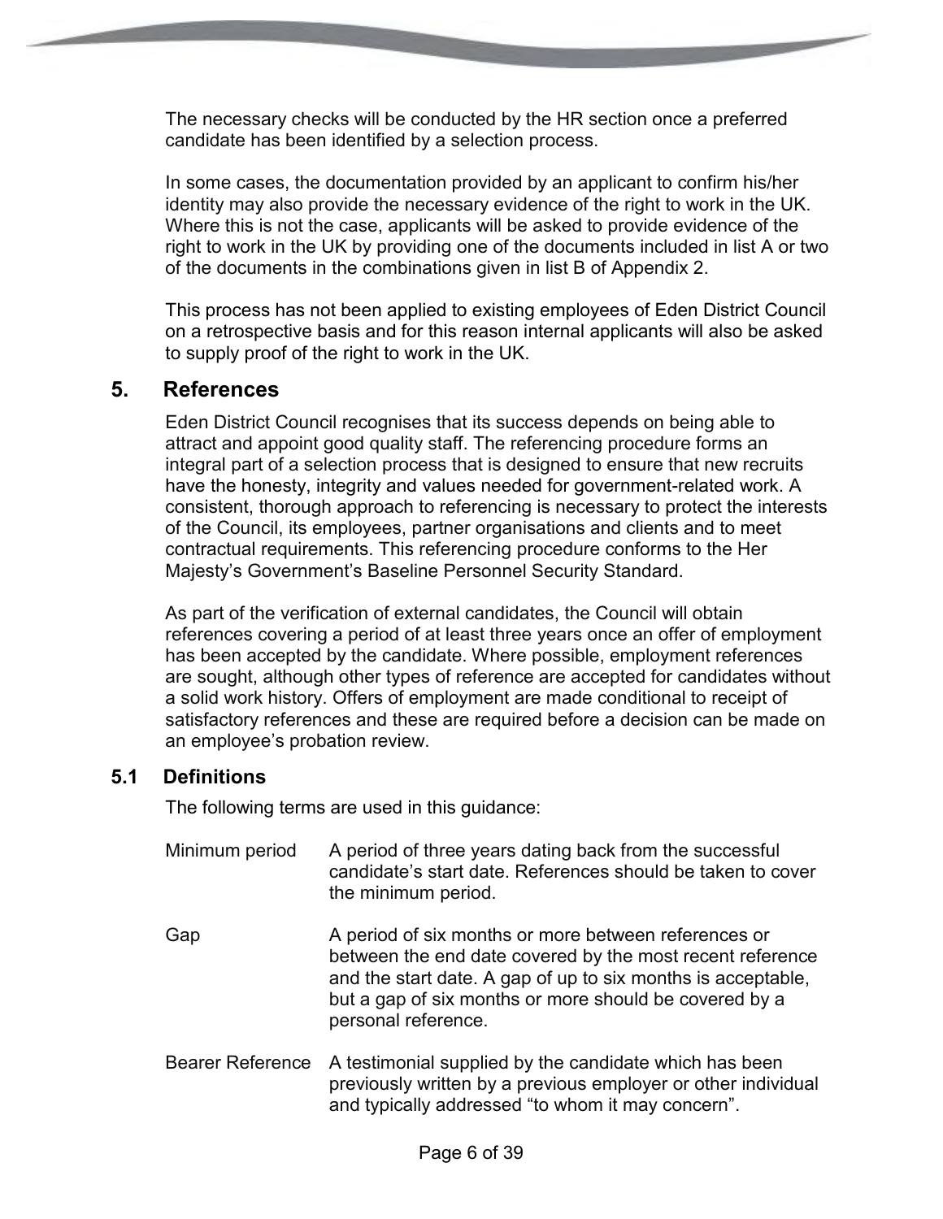The necessary checks will be conducted by the HR section once a preferred candidate has been identified by a selection process.

In some cases, the documentation provided by an applicant to confirm his/her identity may also provide the necessary evidence of the right to work in the UK. Where this is not the case, applicants will be asked to provide evidence of the right to work in the UK by providing one of the documents included in list A or two of the documents in the combinations given in list B of Appendix 2.

This process has not been applied to existing employees of Eden District Council on a retrospective basis and for this reason internal applicants will also be asked to supply proof of the right to work in the UK.

## 5. References

Eden District Council recognises that its success depends on being able to attract and appoint good quality staff. The referencing procedure forms an integral part of a selection process that is designed to ensure that new recruits have the honesty, integrity and values needed for government-related work. A consistent, thorough approach to referencing is necessary to protect the interests of the Council, its employees, partner organisations and clients and to meet contractual requirements. This referencing procedure conforms to the Her Majesty's Government's Baseline Personnel Security Standard.

As part of the verification of external candidates, the Council will obtain references covering a period of at least three years once an offer of employment has been accepted by the candidate. Where possible, employment references are sought, although other types of reference are accepted for candidates without a solid work history. Offers of employment are made conditional to receipt of satisfactory references and these are required before a decision can be made on an employee's probation review.

### 5.1 Definitions

The following terms are used in this guidance:

| Term | Definition |
|---|---|
| Minimum period | A period of three years dating back from the successful candidate's start date. References should be taken to cover the minimum period. |
| Gap | A period of six months or more between references or between the end date covered by the most recent reference and the start date. A gap of up to six months is acceptable, but a gap of six months or more should be covered by a personal reference. |
| Bearer Reference | A testimonial supplied by the candidate which has been previously written by a previous employer or other individual and typically addressed "to whom it may concern". |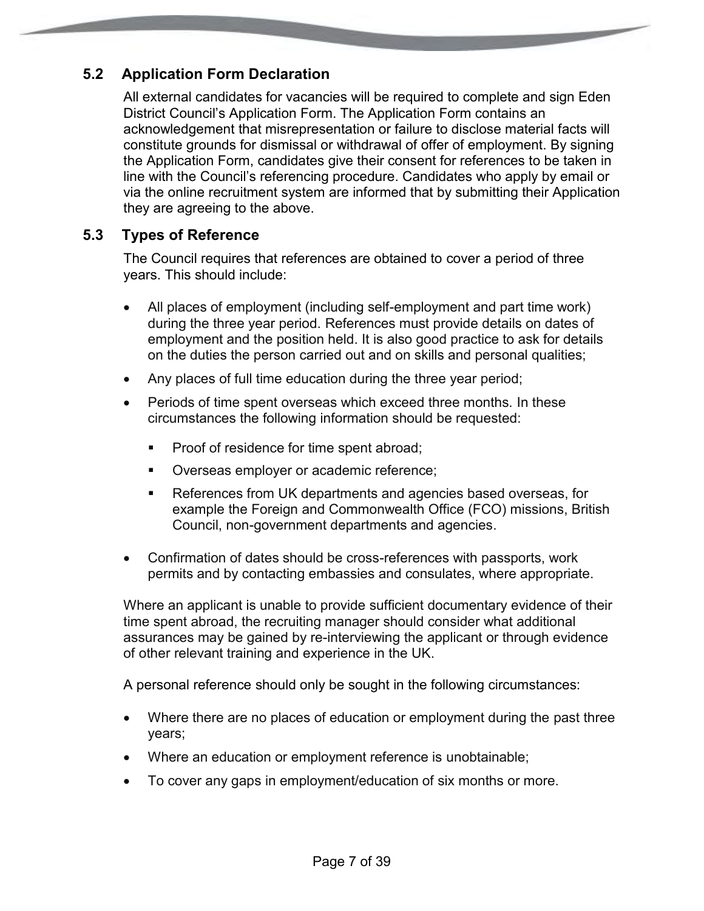### 5.2 Application Form Declaration

All external candidates for vacancies will be required to complete and sign Eden District Council's Application Form. The Application Form contains an acknowledgement that misrepresentation or failure to disclose material facts will constitute grounds for dismissal or withdrawal of offer of employment. By signing the Application Form, candidates give their consent for references to be taken in line with the Council's referencing procedure. Candidates who apply by email or via the online recruitment system are informed that by submitting their Application they are agreeing to the above.

### 5.3 Types of Reference

The Council requires that references are obtained to cover a period of three years. This should include:

- All places of employment (including self-employment and part time work) during the three year period. References must provide details on dates of employment and the position held. It is also good practice to ask for details on the duties the person carried out and on skills and personal qualities;
- Any places of full time education during the three year period;
- Periods of time spent overseas which exceed three months. In these circumstances the following information should be requested:
  - Proof of residence for time spent abroad;
  - Overseas employer or academic reference;
  - References from UK departments and agencies based overseas, for example the Foreign and Commonwealth Office (FCO) missions, British Council, non-government departments and agencies.
- Confirmation of dates should be cross-references with passports, work permits and by contacting embassies and consulates, where appropriate.

Where an applicant is unable to provide sufficient documentary evidence of their time spent abroad, the recruiting manager should consider what additional assurances may be gained by re-interviewing the applicant or through evidence of other relevant training and experience in the UK.

A personal reference should only be sought in the following circumstances:

- Where there are no places of education or employment during the past three years;
- Where an education or employment reference is unobtainable;
- To cover any gaps in employment/education of six months or more.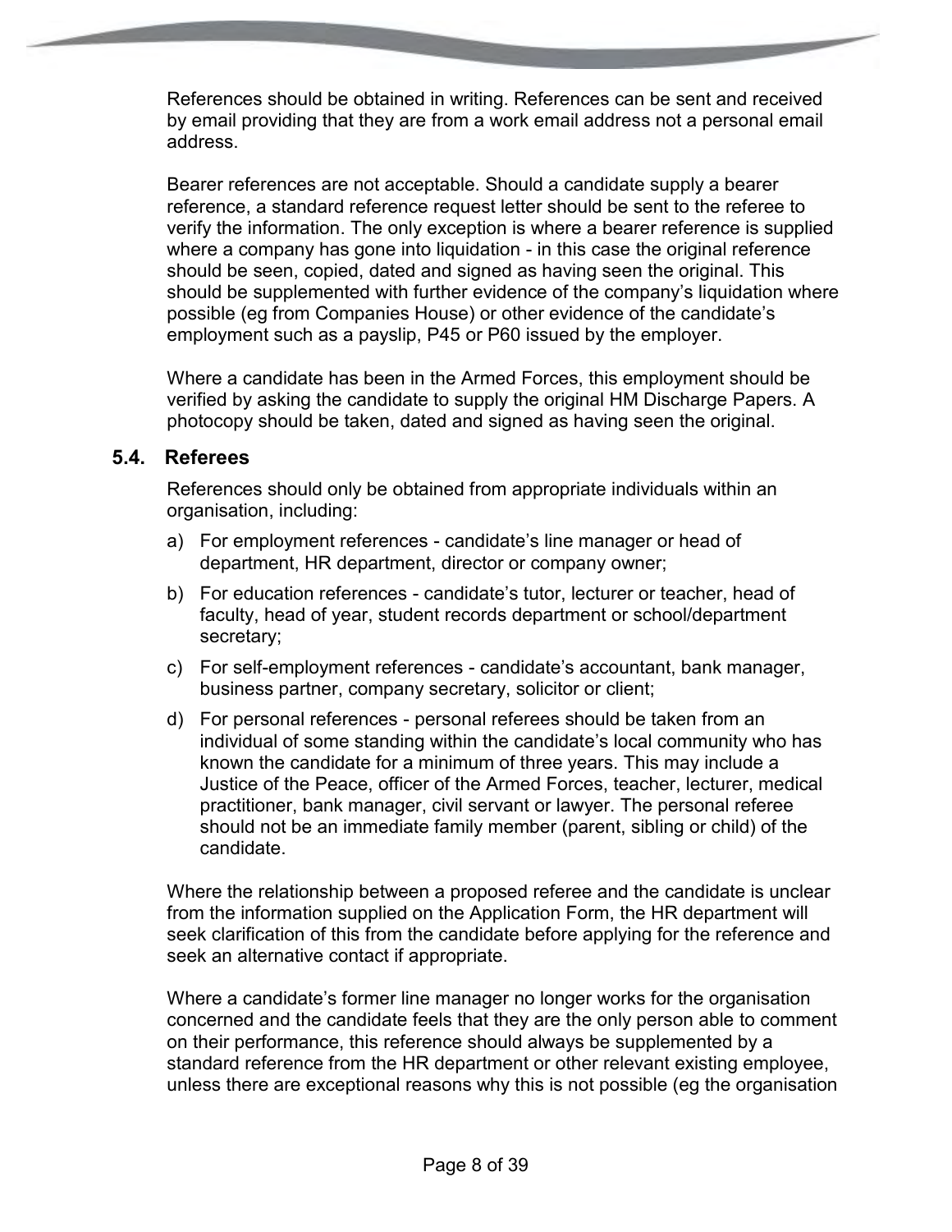References should be obtained in writing. References can be sent and received by email providing that they are from a work email address not a personal email address.

Bearer references are not acceptable. Should a candidate supply a bearer reference, a standard reference request letter should be sent to the referee to verify the information. The only exception is where a bearer reference is supplied where a company has gone into liquidation - in this case the original reference should be seen, copied, dated and signed as having seen the original. This should be supplemented with further evidence of the company's liquidation where possible (eg from Companies House) or other evidence of the candidate's employment such as a payslip, P45 or P60 issued by the employer.

Where a candidate has been in the Armed Forces, this employment should be verified by asking the candidate to supply the original HM Discharge Papers. A photocopy should be taken, dated and signed as having seen the original.

## 5.4. Referees

References should only be obtained from appropriate individuals within an organisation, including:

a) For employment references - candidate's line manager or head of department, HR department, director or company owner;

b) For education references - candidate's tutor, lecturer or teacher, head of faculty, head of year, student records department or school/department secretary;

c) For self-employment references - candidate's accountant, bank manager, business partner, company secretary, solicitor or client;

d) For personal references - personal referees should be taken from an individual of some standing within the candidate's local community who has known the candidate for a minimum of three years. This may include a Justice of the Peace, officer of the Armed Forces, teacher, lecturer, medical practitioner, bank manager, civil servant or lawyer. The personal referee should not be an immediate family member (parent, sibling or child) of the candidate.

Where the relationship between a proposed referee and the candidate is unclear from the information supplied on the Application Form, the HR department will seek clarification of this from the candidate before applying for the reference and seek an alternative contact if appropriate.

Where a candidate's former line manager no longer works for the organisation concerned and the candidate feels that they are the only person able to comment on their performance, this reference should always be supplemented by a standard reference from the HR department or other relevant existing employee, unless there are exceptional reasons why this is not possible (eg the organisation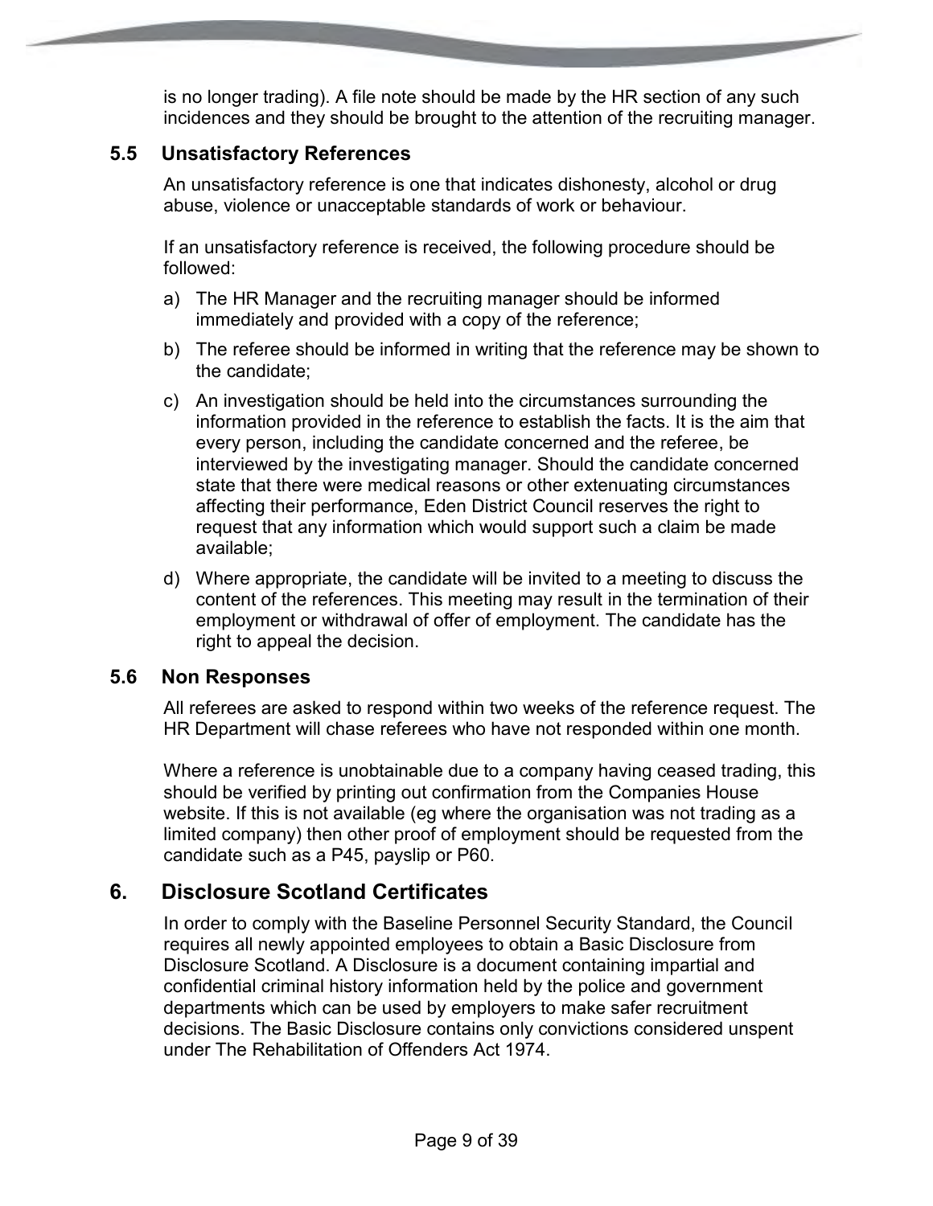is no longer trading). A file note should be made by the HR section of any such incidences and they should be brought to the attention of the recruiting manager.

### 5.5 Unsatisfactory References

An unsatisfactory reference is one that indicates dishonesty, alcohol or drug abuse, violence or unacceptable standards of work or behaviour.

If an unsatisfactory reference is received, the following procedure should be followed:

a) The HR Manager and the recruiting manager should be informed immediately and provided with a copy of the reference;

b) The referee should be informed in writing that the reference may be shown to the candidate;

c) An investigation should be held into the circumstances surrounding the information provided in the reference to establish the facts. It is the aim that every person, including the candidate concerned and the referee, be interviewed by the investigating manager. Should the candidate concerned state that there were medical reasons or other extenuating circumstances affecting their performance, Eden District Council reserves the right to request that any information which would support such a claim be made available;

d) Where appropriate, the candidate will be invited to a meeting to discuss the content of the references. This meeting may result in the termination of their employment or withdrawal of offer of employment. The candidate has the right to appeal the decision.

### 5.6 Non Responses

All referees are asked to respond within two weeks of the reference request. The HR Department will chase referees who have not responded within one month.

Where a reference is unobtainable due to a company having ceased trading, this should be verified by printing out confirmation from the Companies House website. If this is not available (eg where the organisation was not trading as a limited company) then other proof of employment should be requested from the candidate such as a P45, payslip or P60.

## 6. Disclosure Scotland Certificates

In order to comply with the Baseline Personnel Security Standard, the Council requires all newly appointed employees to obtain a Basic Disclosure from Disclosure Scotland. A Disclosure is a document containing impartial and confidential criminal history information held by the police and government departments which can be used by employers to make safer recruitment decisions. The Basic Disclosure contains only convictions considered unspent under The Rehabilitation of Offenders Act 1974.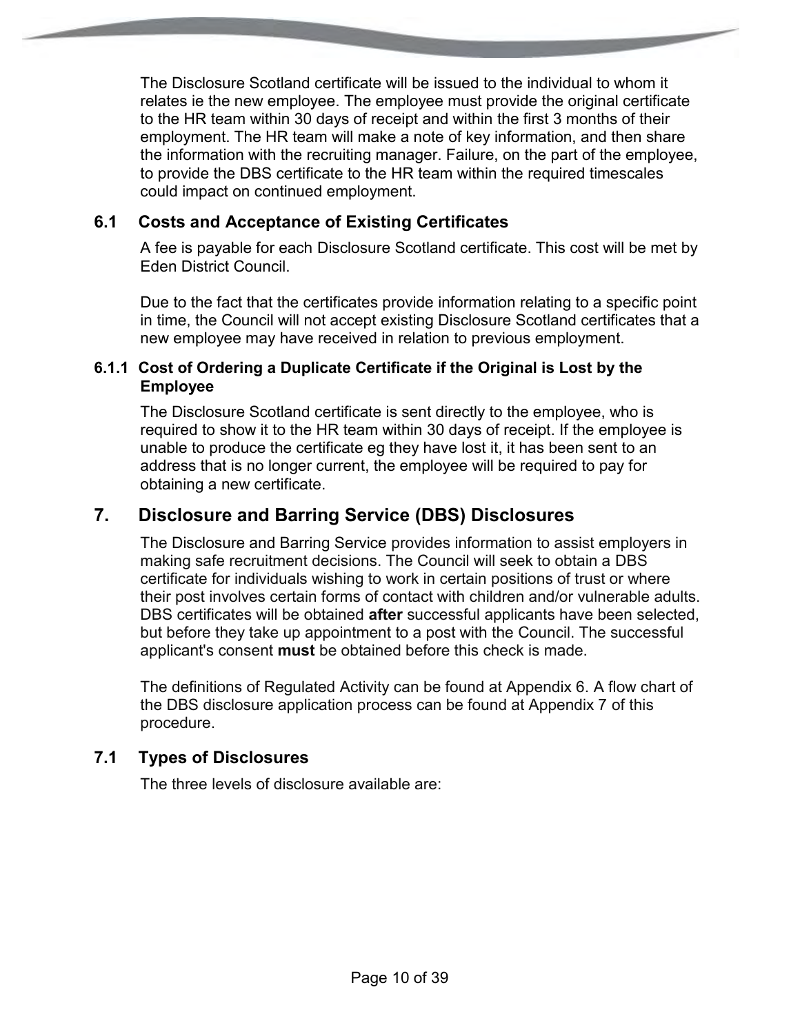The Disclosure Scotland certificate will be issued to the individual to whom it relates ie the new employee. The employee must provide the original certificate to the HR team within 30 days of receipt and within the first 3 months of their employment. The HR team will make a note of key information, and then share the information with the recruiting manager. Failure, on the part of the employee, to provide the DBS certificate to the HR team within the required timescales could impact on continued employment.

## 6.1 Costs and Acceptance of Existing Certificates

A fee is payable for each Disclosure Scotland certificate. This cost will be met by Eden District Council.

Due to the fact that the certificates provide information relating to a specific point in time, the Council will not accept existing Disclosure Scotland certificates that a new employee may have received in relation to previous employment.

### 6.1.1 Cost of Ordering a Duplicate Certificate if the Original is Lost by the Employee

The Disclosure Scotland certificate is sent directly to the employee, who is required to show it to the HR team within 30 days of receipt. If the employee is unable to produce the certificate eg they have lost it, it has been sent to an address that is no longer current, the employee will be required to pay for obtaining a new certificate.

# 7. Disclosure and Barring Service (DBS) Disclosures

The Disclosure and Barring Service provides information to assist employers in making safe recruitment decisions. The Council will seek to obtain a DBS certificate for individuals wishing to work in certain positions of trust or where their post involves certain forms of contact with children and/or vulnerable adults. DBS certificates will be obtained **after** successful applicants have been selected, but before they take up appointment to a post with the Council. The successful applicant's consent **must** be obtained before this check is made.

The definitions of Regulated Activity can be found at Appendix 6. A flow chart of the DBS disclosure application process can be found at Appendix 7 of this procedure.

## 7.1 Types of Disclosures

The three levels of disclosure available are: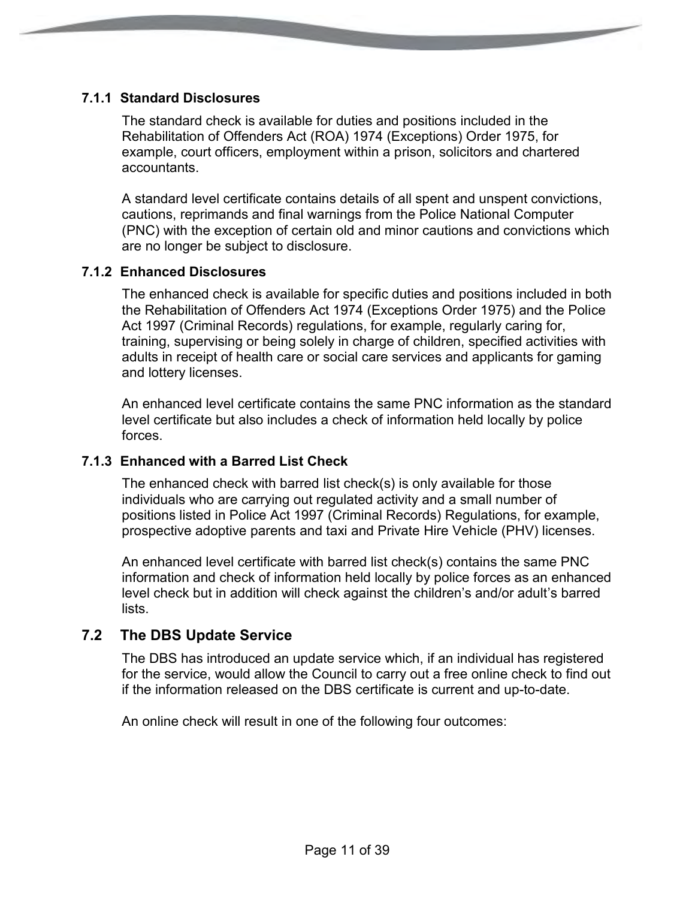### 7.1.1 Standard Disclosures

The standard check is available for duties and positions included in the Rehabilitation of Offenders Act (ROA) 1974 (Exceptions) Order 1975, for example, court officers, employment within a prison, solicitors and chartered accountants.

A standard level certificate contains details of all spent and unspent convictions, cautions, reprimands and final warnings from the Police National Computer (PNC) with the exception of certain old and minor cautions and convictions which are no longer be subject to disclosure.

### 7.1.2 Enhanced Disclosures

The enhanced check is available for specific duties and positions included in both the Rehabilitation of Offenders Act 1974 (Exceptions Order 1975) and the Police Act 1997 (Criminal Records) regulations, for example, regularly caring for, training, supervising or being solely in charge of children, specified activities with adults in receipt of health care or social care services and applicants for gaming and lottery licenses.

An enhanced level certificate contains the same PNC information as the standard level certificate but also includes a check of information held locally by police forces.

### 7.1.3 Enhanced with a Barred List Check

The enhanced check with barred list check(s) is only available for those individuals who are carrying out regulated activity and a small number of positions listed in Police Act 1997 (Criminal Records) Regulations, for example, prospective adoptive parents and taxi and Private Hire Vehicle (PHV) licenses.

An enhanced level certificate with barred list check(s) contains the same PNC information and check of information held locally by police forces as an enhanced level check but in addition will check against the children's and/or adult's barred lists.

## 7.2 The DBS Update Service

The DBS has introduced an update service which, if an individual has registered for the service, would allow the Council to carry out a free online check to find out if the information released on the DBS certificate is current and up-to-date.

An online check will result in one of the following four outcomes: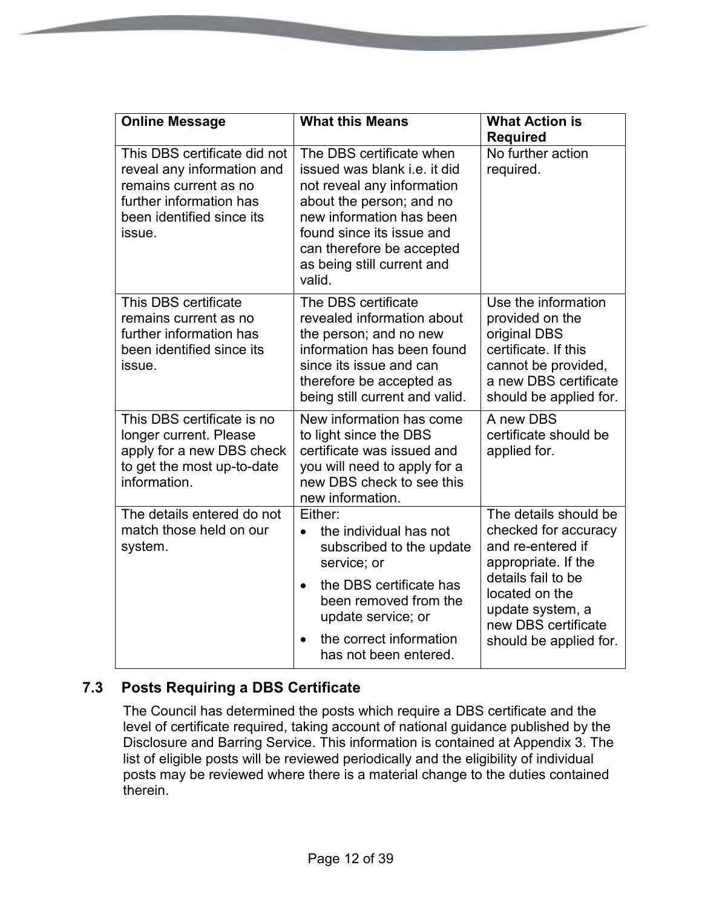| Online Message | What this Means | What Action is Required |
|---|---|---|
| This DBS certificate did not reveal any information and remains current as no further information has been identified since its issue. | The DBS certificate when issued was blank i.e. it did not reveal any information about the person; and no new information has been found since its issue and can therefore be accepted as being still current and valid. | No further action required. |
| This DBS certificate remains current as no further information has been identified since its issue. | The DBS certificate revealed information about the person; and no new information has been found since its issue and can therefore be accepted as being still current and valid. | Use the information provided on the original DBS certificate. If this cannot be provided, a new DBS certificate should be applied for. |
| This DBS certificate is no longer current. Please apply for a new DBS check to get the most up-to-date information. | New information has come to light since the DBS certificate was issued and you will need to apply for a new DBS check to see this new information. | A new DBS certificate should be applied for. |
| The details entered do not match those held on our system. | Either:<br>• the individual has not subscribed to the update service; or<br>• the DBS certificate has been removed from the update service; or<br>• the correct information has not been entered. | The details should be checked for accuracy and re-entered if appropriate. If the details fail to be located on the update system, a new DBS certificate should be applied for. |

### 7.3 Posts Requiring a DBS Certificate

The Council has determined the posts which require a DBS certificate and the level of certificate required, taking account of national guidance published by the Disclosure and Barring Service. This information is contained at Appendix 3. The list of eligible posts will be reviewed periodically and the eligibility of individual posts may be reviewed where there is a material change to the duties contained therein.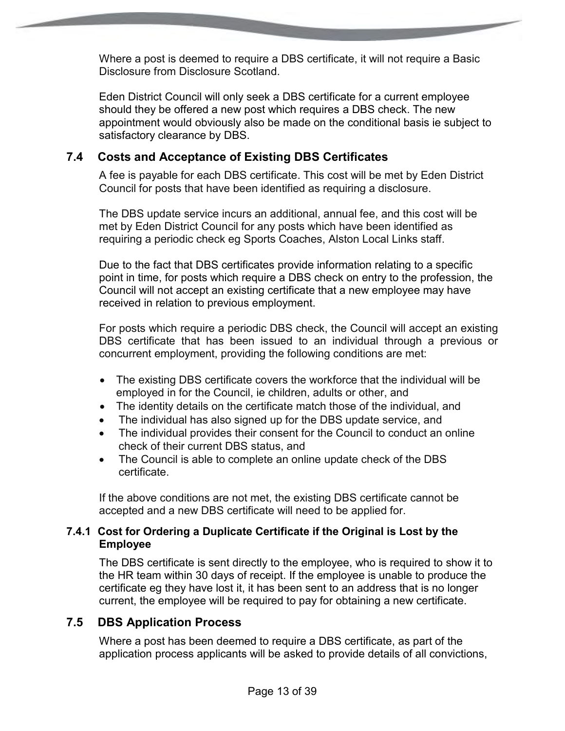Where a post is deemed to require a DBS certificate, it will not require a Basic Disclosure from Disclosure Scotland.

Eden District Council will only seek a DBS certificate for a current employee should they be offered a new post which requires a DBS check. The new appointment would obviously also be made on the conditional basis ie subject to satisfactory clearance by DBS.

### 7.4 Costs and Acceptance of Existing DBS Certificates

A fee is payable for each DBS certificate. This cost will be met by Eden District Council for posts that have been identified as requiring a disclosure.

The DBS update service incurs an additional, annual fee, and this cost will be met by Eden District Council for any posts which have been identified as requiring a periodic check eg Sports Coaches, Alston Local Links staff.

Due to the fact that DBS certificates provide information relating to a specific point in time, for posts which require a DBS check on entry to the profession, the Council will not accept an existing certificate that a new employee may have received in relation to previous employment.

For posts which require a periodic DBS check, the Council will accept an existing DBS certificate that has been issued to an individual through a previous or concurrent employment, providing the following conditions are met:

- The existing DBS certificate covers the workforce that the individual will be employed in for the Council, ie children, adults or other, and
- The identity details on the certificate match those of the individual, and
- The individual has also signed up for the DBS update service, and
- The individual provides their consent for the Council to conduct an online check of their current DBS status, and
- The Council is able to complete an online update check of the DBS certificate.

If the above conditions are not met, the existing DBS certificate cannot be accepted and a new DBS certificate will need to be applied for.

#### 7.4.1 Cost for Ordering a Duplicate Certificate if the Original is Lost by the Employee

The DBS certificate is sent directly to the employee, who is required to show it to the HR team within 30 days of receipt. If the employee is unable to produce the certificate eg they have lost it, it has been sent to an address that is no longer current, the employee will be required to pay for obtaining a new certificate.

### 7.5 DBS Application Process

Where a post has been deemed to require a DBS certificate, as part of the application process applicants will be asked to provide details of all convictions,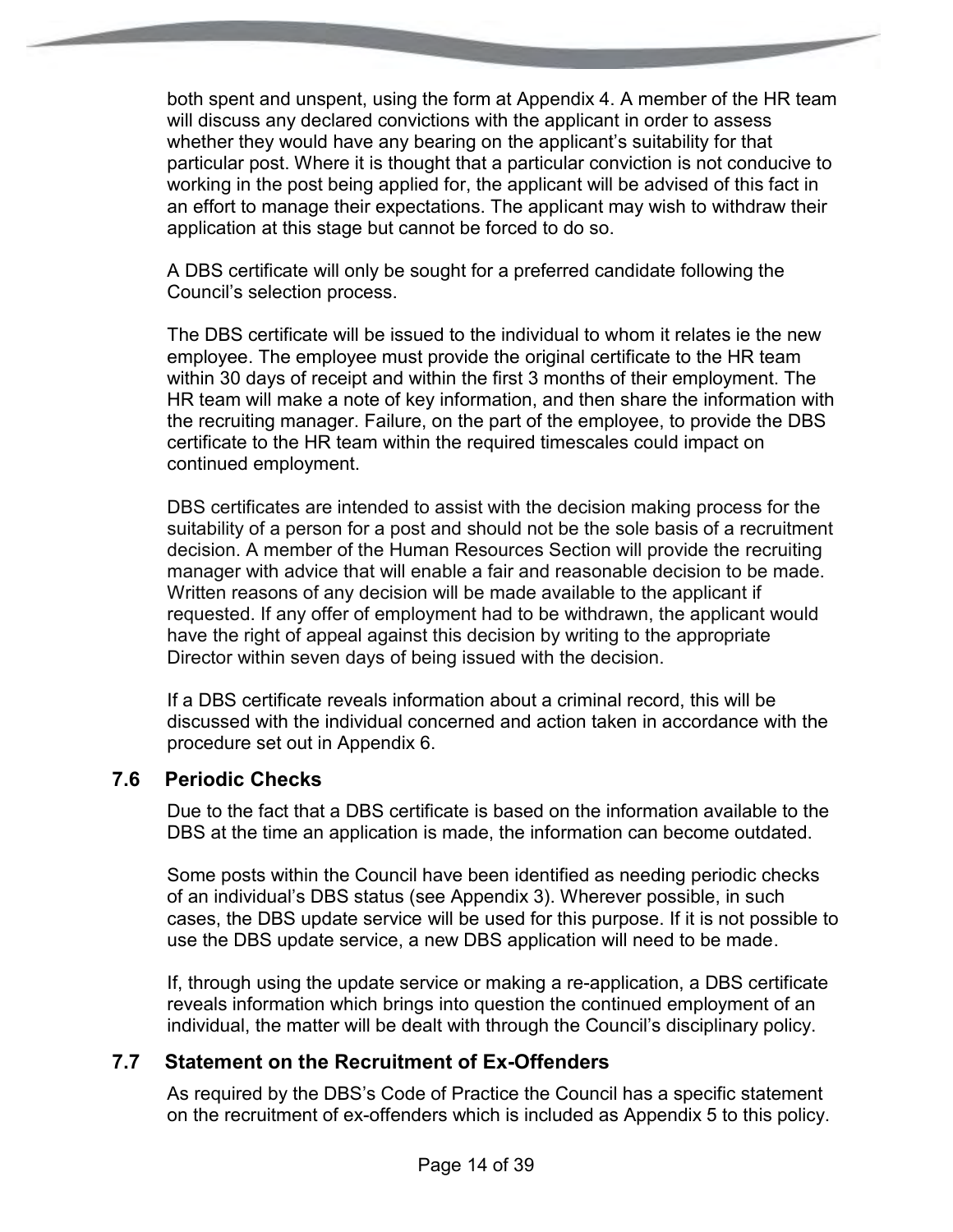both spent and unspent, using the form at Appendix 4. A member of the HR team will discuss any declared convictions with the applicant in order to assess whether they would have any bearing on the applicant's suitability for that particular post. Where it is thought that a particular conviction is not conducive to working in the post being applied for, the applicant will be advised of this fact in an effort to manage their expectations. The applicant may wish to withdraw their application at this stage but cannot be forced to do so.

A DBS certificate will only be sought for a preferred candidate following the Council's selection process.

The DBS certificate will be issued to the individual to whom it relates ie the new employee. The employee must provide the original certificate to the HR team within 30 days of receipt and within the first 3 months of their employment. The HR team will make a note of key information, and then share the information with the recruiting manager. Failure, on the part of the employee, to provide the DBS certificate to the HR team within the required timescales could impact on continued employment.

DBS certificates are intended to assist with the decision making process for the suitability of a person for a post and should not be the sole basis of a recruitment decision. A member of the Human Resources Section will provide the recruiting manager with advice that will enable a fair and reasonable decision to be made. Written reasons of any decision will be made available to the applicant if requested. If any offer of employment had to be withdrawn, the applicant would have the right of appeal against this decision by writing to the appropriate Director within seven days of being issued with the decision.

If a DBS certificate reveals information about a criminal record, this will be discussed with the individual concerned and action taken in accordance with the procedure set out in Appendix 6.

## 7.6 Periodic Checks

Due to the fact that a DBS certificate is based on the information available to the DBS at the time an application is made, the information can become outdated.

Some posts within the Council have been identified as needing periodic checks of an individual's DBS status (see Appendix 3). Wherever possible, in such cases, the DBS update service will be used for this purpose. If it is not possible to use the DBS update service, a new DBS application will need to be made.

If, through using the update service or making a re-application, a DBS certificate reveals information which brings into question the continued employment of an individual, the matter will be dealt with through the Council's disciplinary policy.

## 7.7 Statement on the Recruitment of Ex-Offenders

As required by the DBS's Code of Practice the Council has a specific statement on the recruitment of ex-offenders which is included as Appendix 5 to this policy.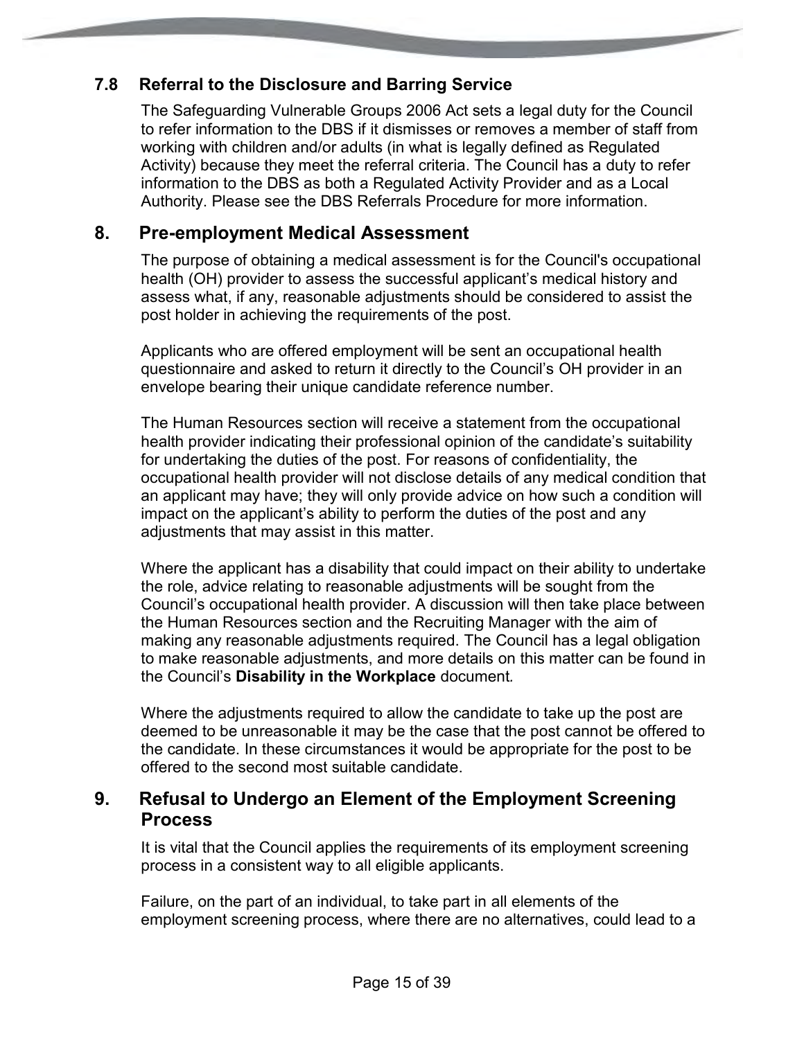### 7.8 Referral to the Disclosure and Barring Service

The Safeguarding Vulnerable Groups 2006 Act sets a legal duty for the Council to refer information to the DBS if it dismisses or removes a member of staff from working with children and/or adults (in what is legally defined as Regulated Activity) because they meet the referral criteria. The Council has a duty to refer information to the DBS as both a Regulated Activity Provider and as a Local Authority. Please see the DBS Referrals Procedure for more information.

## 8. Pre-employment Medical Assessment

The purpose of obtaining a medical assessment is for the Council's occupational health (OH) provider to assess the successful applicant's medical history and assess what, if any, reasonable adjustments should be considered to assist the post holder in achieving the requirements of the post.

Applicants who are offered employment will be sent an occupational health questionnaire and asked to return it directly to the Council's OH provider in an envelope bearing their unique candidate reference number.

The Human Resources section will receive a statement from the occupational health provider indicating their professional opinion of the candidate's suitability for undertaking the duties of the post. For reasons of confidentiality, the occupational health provider will not disclose details of any medical condition that an applicant may have; they will only provide advice on how such a condition will impact on the applicant's ability to perform the duties of the post and any adjustments that may assist in this matter.

Where the applicant has a disability that could impact on their ability to undertake the role, advice relating to reasonable adjustments will be sought from the Council's occupational health provider. A discussion will then take place between the Human Resources section and the Recruiting Manager with the aim of making any reasonable adjustments required. The Council has a legal obligation to make reasonable adjustments, and more details on this matter can be found in the Council's **Disability in the Workplace** document.

Where the adjustments required to allow the candidate to take up the post are deemed to be unreasonable it may be the case that the post cannot be offered to the candidate. In these circumstances it would be appropriate for the post to be offered to the second most suitable candidate.

## 9. Refusal to Undergo an Element of the Employment Screening Process

It is vital that the Council applies the requirements of its employment screening process in a consistent way to all eligible applicants.

Failure, on the part of an individual, to take part in all elements of the employment screening process, where there are no alternatives, could lead to a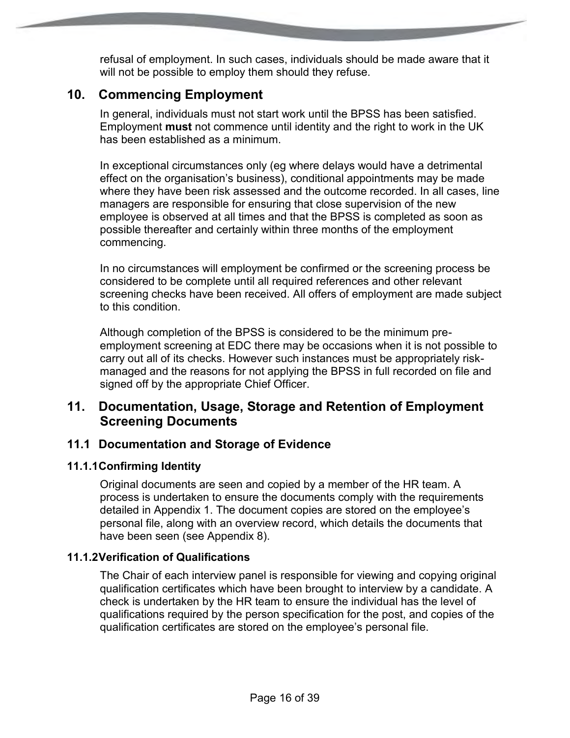refusal of employment. In such cases, individuals should be made aware that it will not be possible to employ them should they refuse.

## 10. Commencing Employment

In general, individuals must not start work until the BPSS has been satisfied. Employment **must** not commence until identity and the right to work in the UK has been established as a minimum.

In exceptional circumstances only (eg where delays would have a detrimental effect on the organisation's business), conditional appointments may be made where they have been risk assessed and the outcome recorded. In all cases, line managers are responsible for ensuring that close supervision of the new employee is observed at all times and that the BPSS is completed as soon as possible thereafter and certainly within three months of the employment commencing.

In no circumstances will employment be confirmed or the screening process be considered to be complete until all required references and other relevant screening checks have been received. All offers of employment are made subject to this condition.

Although completion of the BPSS is considered to be the minimum pre-employment screening at EDC there may be occasions when it is not possible to carry out all of its checks. However such instances must be appropriately risk-managed and the reasons for not applying the BPSS in full recorded on file and signed off by the appropriate Chief Officer.

## 11. Documentation, Usage, Storage and Retention of Employment Screening Documents

### 11.1 Documentation and Storage of Evidence

#### 11.1.1 Confirming Identity

Original documents are seen and copied by a member of the HR team. A process is undertaken to ensure the documents comply with the requirements detailed in Appendix 1. The document copies are stored on the employee's personal file, along with an overview record, which details the documents that have been seen (see Appendix 8).

#### 11.1.2 Verification of Qualifications

The Chair of each interview panel is responsible for viewing and copying original qualification certificates which have been brought to interview by a candidate. A check is undertaken by the HR team to ensure the individual has the level of qualifications required by the person specification for the post, and copies of the qualification certificates are stored on the employee's personal file.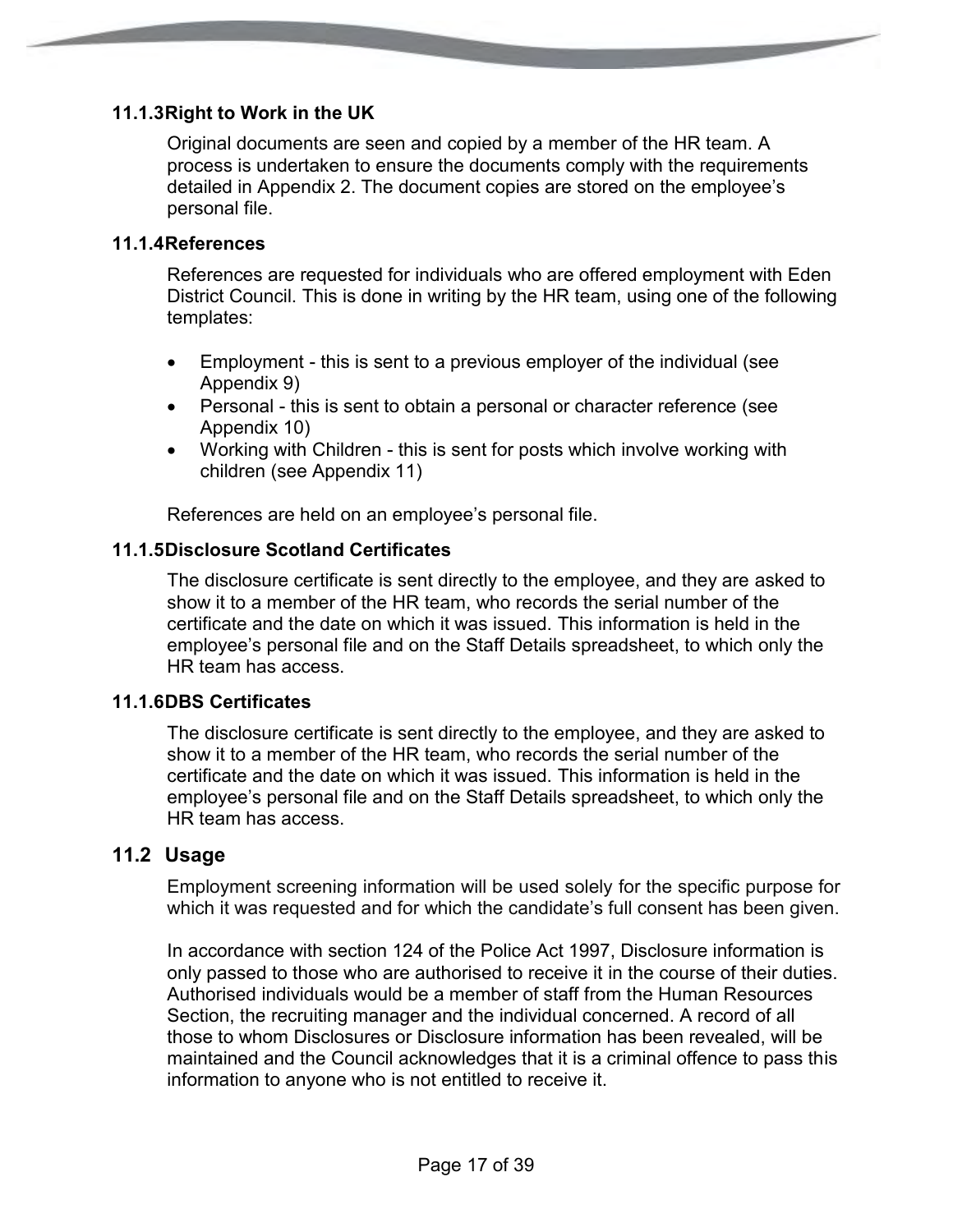#### 11.1.3 Right to Work in the UK

Original documents are seen and copied by a member of the HR team. A process is undertaken to ensure the documents comply with the requirements detailed in Appendix 2. The document copies are stored on the employee's personal file.

#### 11.1.4 References

References are requested for individuals who are offered employment with Eden District Council. This is done in writing by the HR team, using one of the following templates:

- Employment - this is sent to a previous employer of the individual (see Appendix 9)
- Personal - this is sent to obtain a personal or character reference (see Appendix 10)
- Working with Children - this is sent for posts which involve working with children (see Appendix 11)

References are held on an employee's personal file.

#### 11.1.5 Disclosure Scotland Certificates

The disclosure certificate is sent directly to the employee, and they are asked to show it to a member of the HR team, who records the serial number of the certificate and the date on which it was issued. This information is held in the employee's personal file and on the Staff Details spreadsheet, to which only the HR team has access.

#### 11.1.6 DBS Certificates

The disclosure certificate is sent directly to the employee, and they are asked to show it to a member of the HR team, who records the serial number of the certificate and the date on which it was issued. This information is held in the employee's personal file and on the Staff Details spreadsheet, to which only the HR team has access.

### 11.2 Usage

Employment screening information will be used solely for the specific purpose for which it was requested and for which the candidate's full consent has been given.

In accordance with section 124 of the Police Act 1997, Disclosure information is only passed to those who are authorised to receive it in the course of their duties. Authorised individuals would be a member of staff from the Human Resources Section, the recruiting manager and the individual concerned. A record of all those to whom Disclosures or Disclosure information has been revealed, will be maintained and the Council acknowledges that it is a criminal offence to pass this information to anyone who is not entitled to receive it.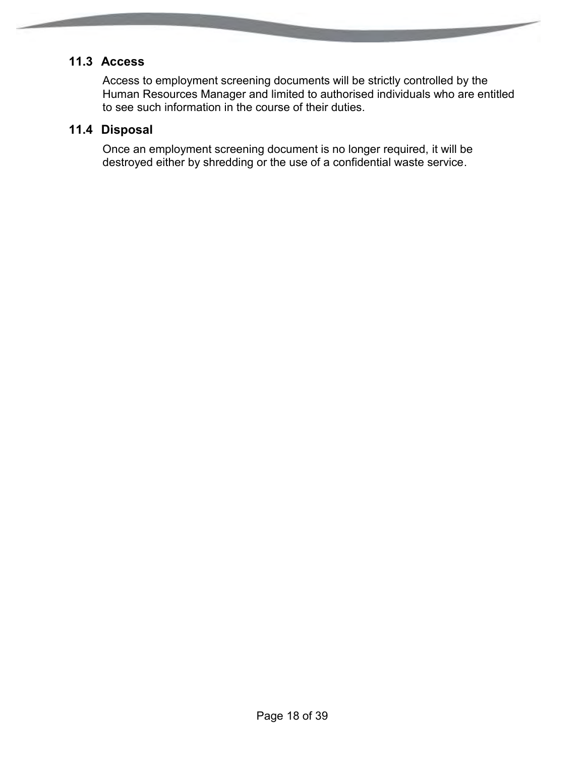### 11.3 Access

Access to employment screening documents will be strictly controlled by the Human Resources Manager and limited to authorised individuals who are entitled to see such information in the course of their duties.

### 11.4 Disposal

Once an employment screening document is no longer required, it will be destroyed either by shredding or the use of a confidential waste service.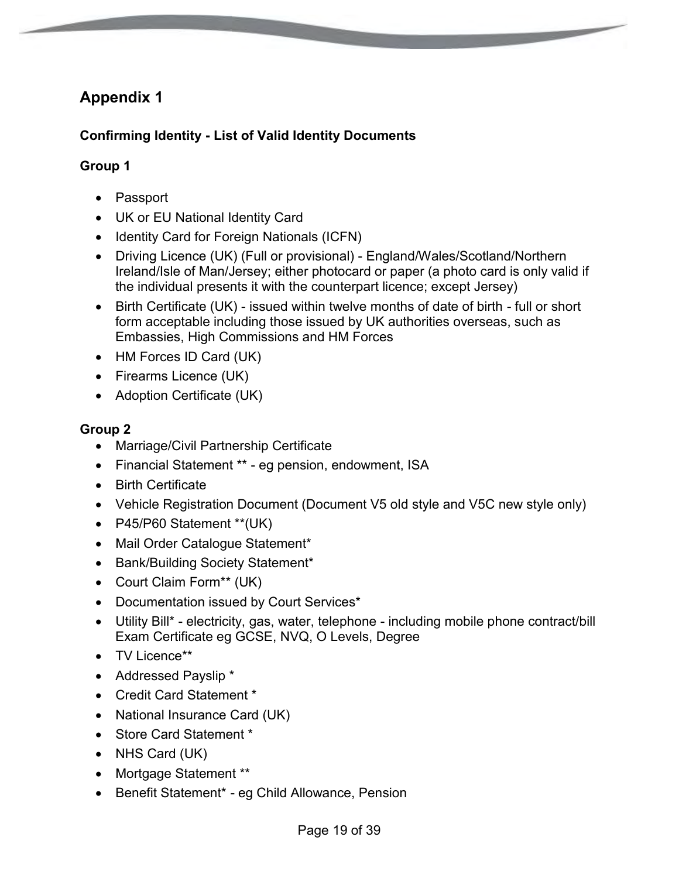# Appendix 1

**Confirming Identity - List of Valid Identity Documents**

**Group 1**

- Passport
- UK or EU National Identity Card
- Identity Card for Foreign Nationals (ICFN)
- Driving Licence (UK) (Full or provisional) - England/Wales/Scotland/Northern Ireland/Isle of Man/Jersey; either photocard or paper (a photo card is only valid if the individual presents it with the counterpart licence; except Jersey)
- Birth Certificate (UK) - issued within twelve months of date of birth - full or short form acceptable including those issued by UK authorities overseas, such as Embassies, High Commissions and HM Forces
- HM Forces ID Card (UK)
- Firearms Licence (UK)
- Adoption Certificate (UK)

**Group 2**

- Marriage/Civil Partnership Certificate
- Financial Statement ** - eg pension, endowment, ISA
- Birth Certificate
- Vehicle Registration Document (Document V5 old style and V5C new style only)
- P45/P60 Statement **(UK)
- Mail Order Catalogue Statement*
- Bank/Building Society Statement*
- Court Claim Form** (UK)
- Documentation issued by Court Services*
- Utility Bill* - electricity, gas, water, telephone - including mobile phone contract/bill Exam Certificate eg GCSE, NVQ, O Levels, Degree
- TV Licence**
- Addressed Payslip *
- Credit Card Statement *
- National Insurance Card (UK)
- Store Card Statement *
- NHS Card (UK)
- Mortgage Statement **
- Benefit Statement* - eg Child Allowance, Pension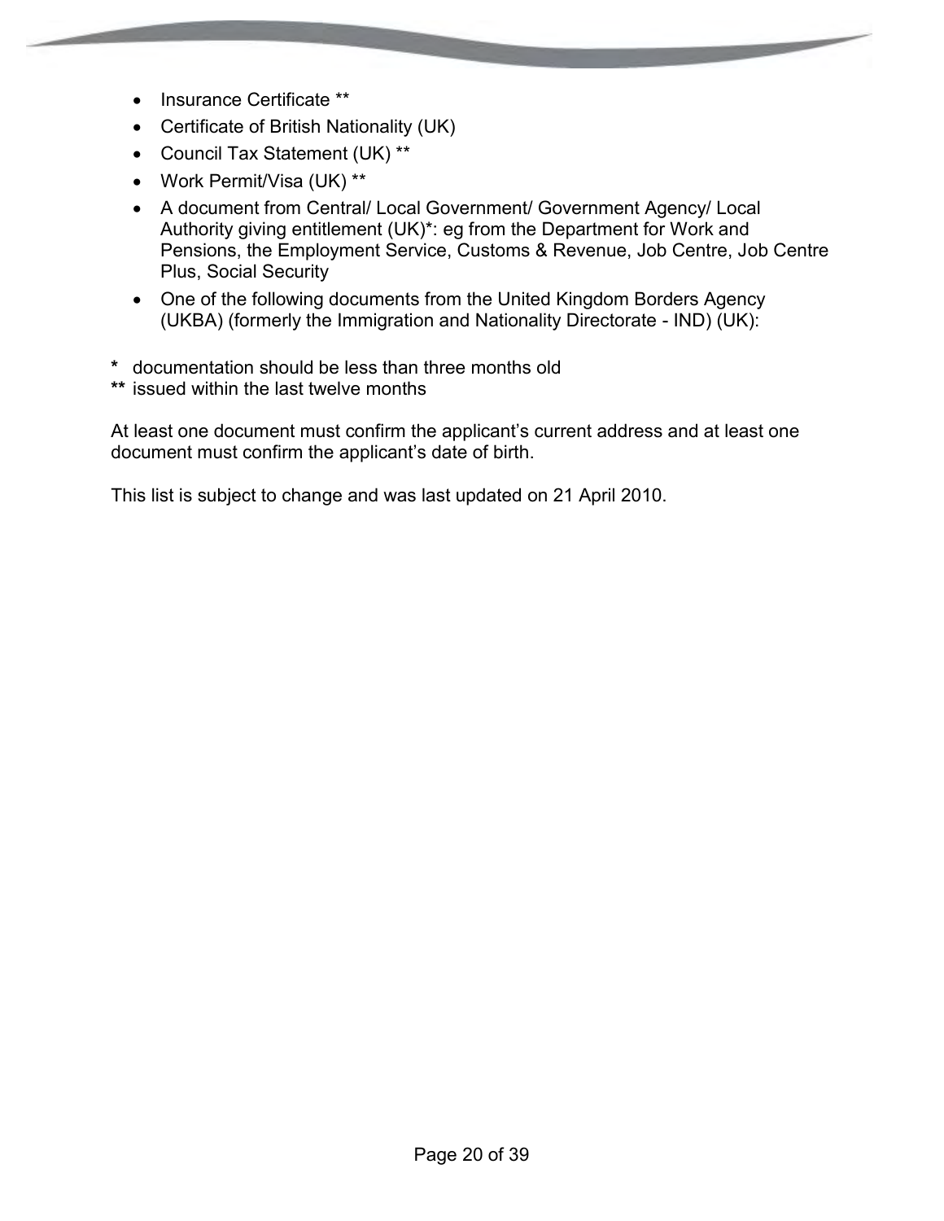- Insurance Certificate **
- Certificate of British Nationality (UK)
- Council Tax Statement (UK) **
- Work Permit/Visa (UK) **
- A document from Central/ Local Government/ Government Agency/ Local Authority giving entitlement (UK)*: eg from the Department for Work and Pensions, the Employment Service, Customs & Revenue, Job Centre, Job Centre Plus, Social Security
- One of the following documents from the United Kingdom Borders Agency (UKBA) (formerly the Immigration and Nationality Directorate - IND) (UK):

**\*** documentation should be less than three months old
**\*\*** issued within the last twelve months

At least one document must confirm the applicant's current address and at least one document must confirm the applicant's date of birth.

This list is subject to change and was last updated on 21 April 2010.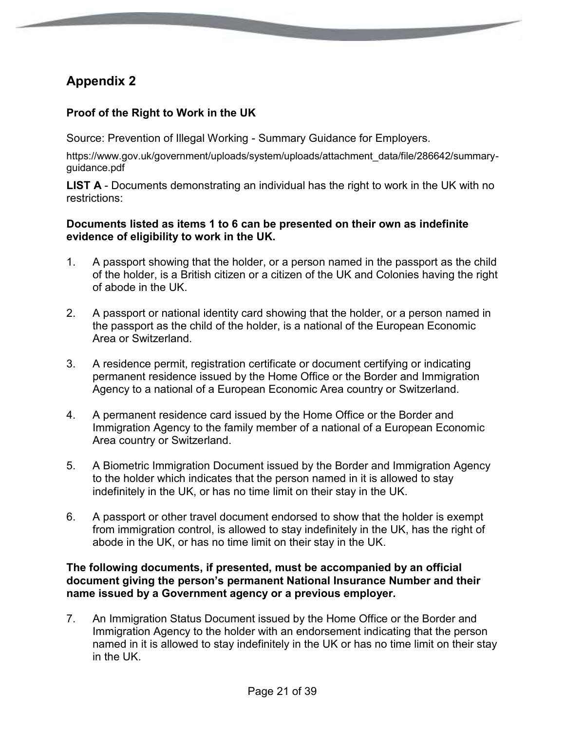## Appendix 2

### Proof of the Right to Work in the UK

Source: Prevention of Illegal Working - Summary Guidance for Employers.

https://www.gov.uk/government/uploads/system/uploads/attachment_data/file/286642/summary-guidance.pdf

**LIST A** - Documents demonstrating an individual has the right to work in the UK with no restrictions:

**Documents listed as items 1 to 6 can be presented on their own as indefinite evidence of eligibility to work in the UK.**

1. A passport showing that the holder, or a person named in the passport as the child of the holder, is a British citizen or a citizen of the UK and Colonies having the right of abode in the UK.

2. A passport or national identity card showing that the holder, or a person named in the passport as the child of the holder, is a national of the European Economic Area or Switzerland.

3. A residence permit, registration certificate or document certifying or indicating permanent residence issued by the Home Office or the Border and Immigration Agency to a national of a European Economic Area country or Switzerland.

4. A permanent residence card issued by the Home Office or the Border and Immigration Agency to the family member of a national of a European Economic Area country or Switzerland.

5. A Biometric Immigration Document issued by the Border and Immigration Agency to the holder which indicates that the person named in it is allowed to stay indefinitely in the UK, or has no time limit on their stay in the UK.

6. A passport or other travel document endorsed to show that the holder is exempt from immigration control, is allowed to stay indefinitely in the UK, has the right of abode in the UK, or has no time limit on their stay in the UK.

**The following documents, if presented, must be accompanied by an official document giving the person's permanent National Insurance Number and their name issued by a Government agency or a previous employer.**

7. An Immigration Status Document issued by the Home Office or the Border and Immigration Agency to the holder with an endorsement indicating that the person named in it is allowed to stay indefinitely in the UK or has no time limit on their stay in the UK.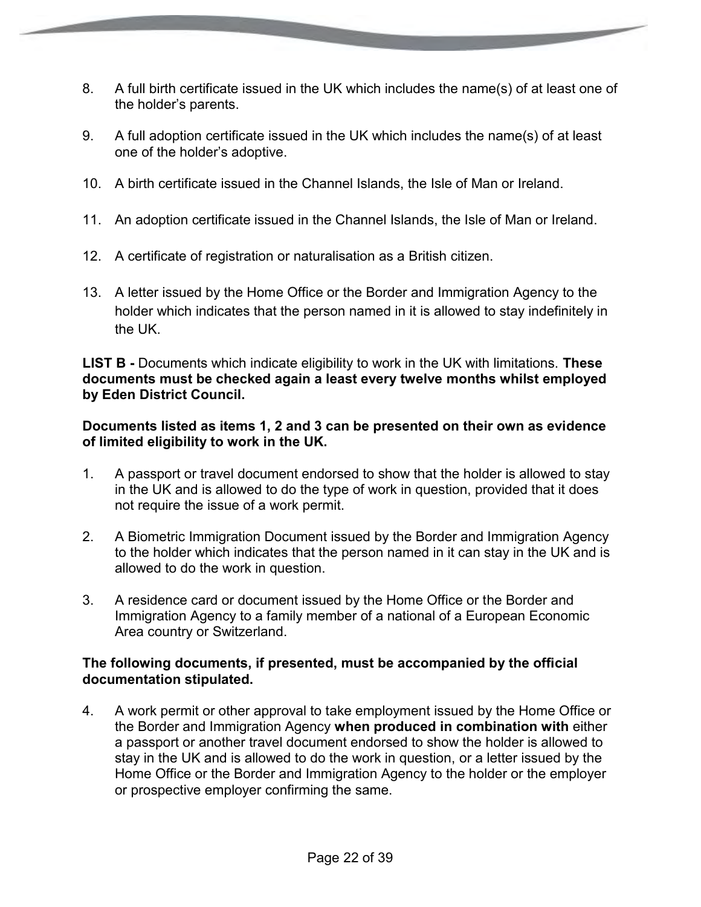8. A full birth certificate issued in the UK which includes the name(s) of at least one of the holder's parents.

9. A full adoption certificate issued in the UK which includes the name(s) of at least one of the holder's adoptive.

10. A birth certificate issued in the Channel Islands, the Isle of Man or Ireland.

11. An adoption certificate issued in the Channel Islands, the Isle of Man or Ireland.

12. A certificate of registration or naturalisation as a British citizen.

13. A letter issued by the Home Office or the Border and Immigration Agency to the holder which indicates that the person named in it is allowed to stay indefinitely in the UK.

**LIST B -** Documents which indicate eligibility to work in the UK with limitations. **These documents must be checked again a least every twelve months whilst employed by Eden District Council.**

**Documents listed as items 1, 2 and 3 can be presented on their own as evidence of limited eligibility to work in the UK.**

1. A passport or travel document endorsed to show that the holder is allowed to stay in the UK and is allowed to do the type of work in question, provided that it does not require the issue of a work permit.

2. A Biometric Immigration Document issued by the Border and Immigration Agency to the holder which indicates that the person named in it can stay in the UK and is allowed to do the work in question.

3. A residence card or document issued by the Home Office or the Border and Immigration Agency to a family member of a national of a European Economic Area country or Switzerland.

**The following documents, if presented, must be accompanied by the official documentation stipulated.**

4. A work permit or other approval to take employment issued by the Home Office or the Border and Immigration Agency **when produced in combination with** either a passport or another travel document endorsed to show the holder is allowed to stay in the UK and is allowed to do the work in question, or a letter issued by the Home Office or the Border and Immigration Agency to the holder or the employer or prospective employer confirming the same.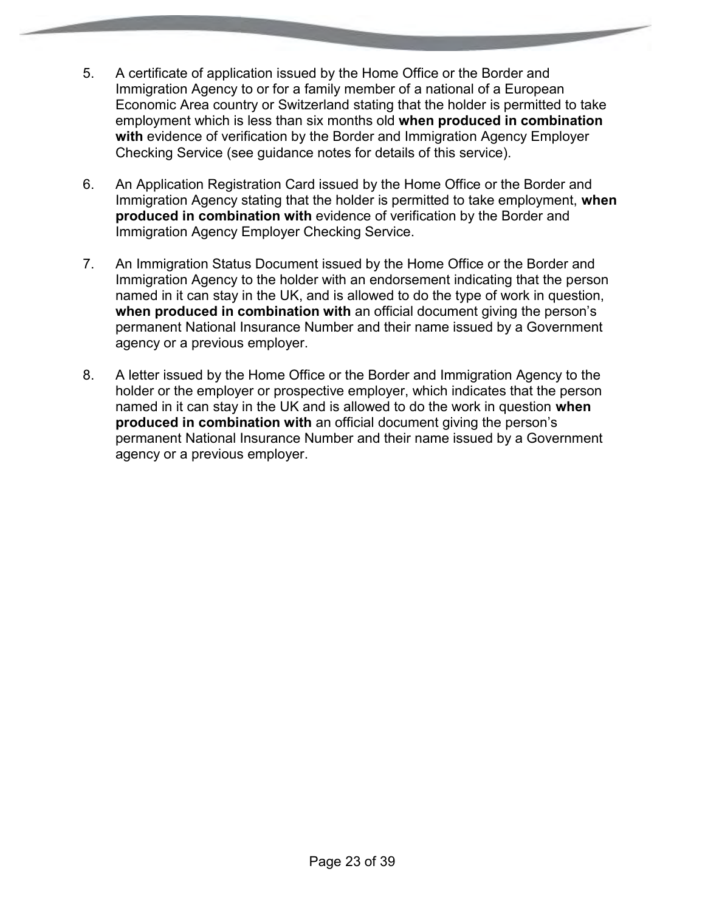5. A certificate of application issued by the Home Office or the Border and Immigration Agency to or for a family member of a national of a European Economic Area country or Switzerland stating that the holder is permitted to take employment which is less than six months old **when produced in combination with** evidence of verification by the Border and Immigration Agency Employer Checking Service (see guidance notes for details of this service).

6. An Application Registration Card issued by the Home Office or the Border and Immigration Agency stating that the holder is permitted to take employment, **when produced in combination with** evidence of verification by the Border and Immigration Agency Employer Checking Service.

7. An Immigration Status Document issued by the Home Office or the Border and Immigration Agency to the holder with an endorsement indicating that the person named in it can stay in the UK, and is allowed to do the type of work in question, **when produced in combination with** an official document giving the person's permanent National Insurance Number and their name issued by a Government agency or a previous employer.

8. A letter issued by the Home Office or the Border and Immigration Agency to the holder or the employer or prospective employer, which indicates that the person named in it can stay in the UK and is allowed to do the work in question **when produced in combination with** an official document giving the person's permanent National Insurance Number and their name issued by a Government agency or a previous employer.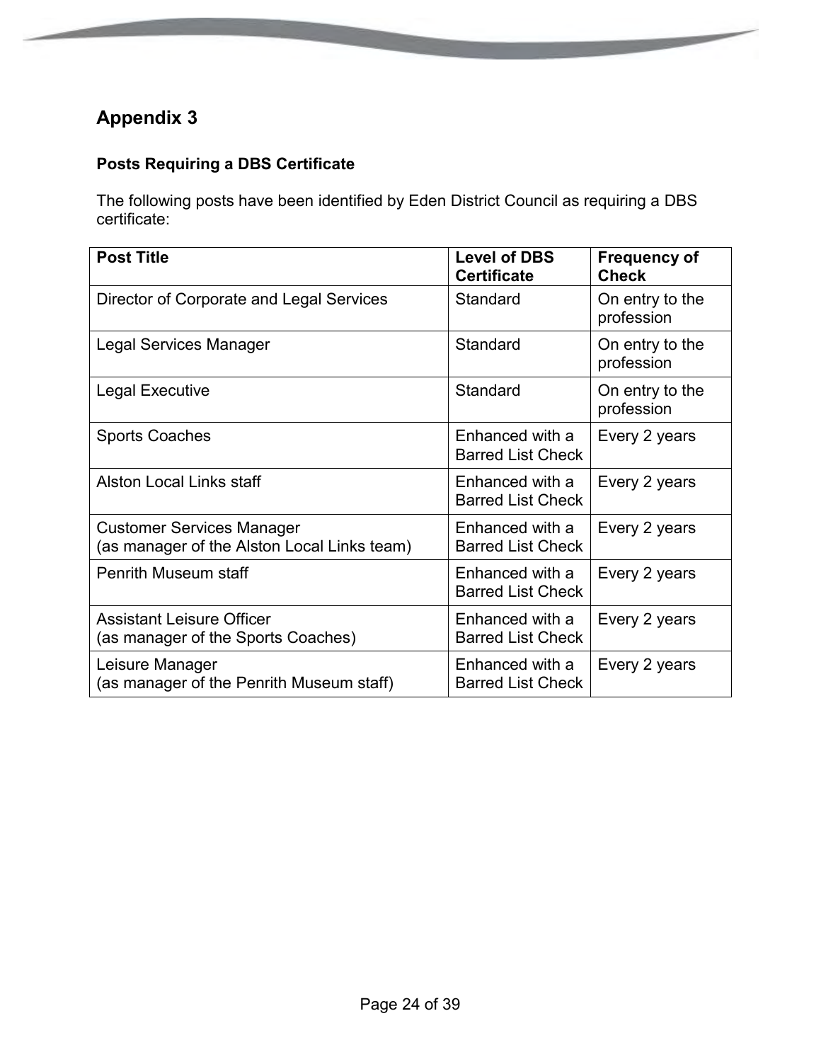## Appendix 3

### Posts Requiring a DBS Certificate

The following posts have been identified by Eden District Council as requiring a DBS certificate:

| Post Title | Level of DBS Certificate | Frequency of Check |
|---|---|---|
| Director of Corporate and Legal Services | Standard | On entry to the profession |
| Legal Services Manager | Standard | On entry to the profession |
| Legal Executive | Standard | On entry to the profession |
| Sports Coaches | Enhanced with a Barred List Check | Every 2 years |
| Alston Local Links staff | Enhanced with a Barred List Check | Every 2 years |
| Customer Services Manager (as manager of the Alston Local Links team) | Enhanced with a Barred List Check | Every 2 years |
| Penrith Museum staff | Enhanced with a Barred List Check | Every 2 years |
| Assistant Leisure Officer (as manager of the Sports Coaches) | Enhanced with a Barred List Check | Every 2 years |
| Leisure Manager (as manager of the Penrith Museum staff) | Enhanced with a Barred List Check | Every 2 years |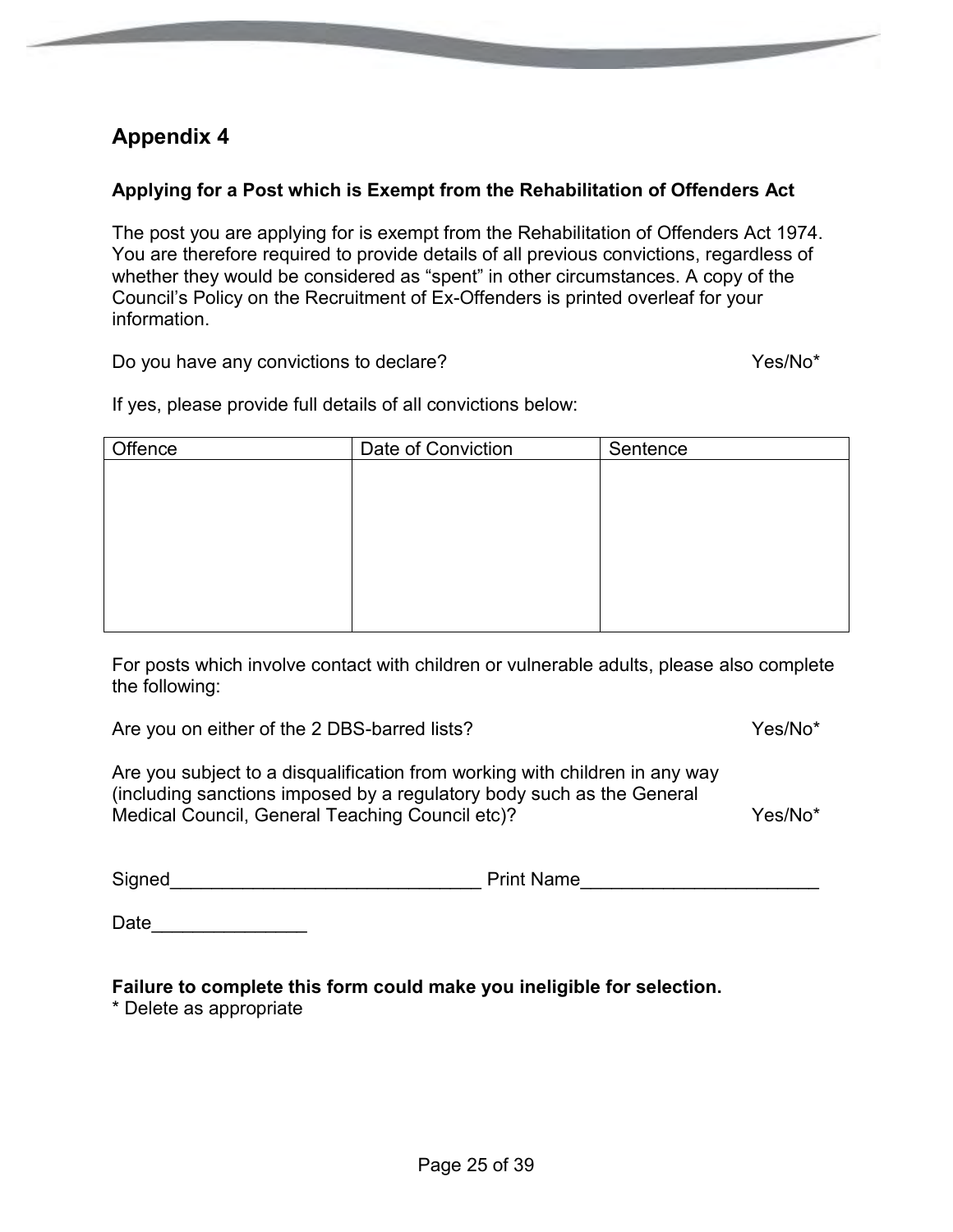## Appendix 4

**Applying for a Post which is Exempt from the Rehabilitation of Offenders Act**

The post you are applying for is exempt from the Rehabilitation of Offenders Act 1974. You are therefore required to provide details of all previous convictions, regardless of whether they would be considered as "spent" in other circumstances. A copy of the Council's Policy on the Recruitment of Ex-Offenders is printed overleaf for your information.

Do you have any convictions to declare? Yes/No*

If yes, please provide full details of all convictions below:

| Offence | Date of Conviction | Sentence |
|---|---|---|
| | | |

For posts which involve contact with children or vulnerable adults, please also complete the following:

Are you on either of the 2 DBS-barred lists? Yes/No*

Are you subject to a disqualification from working with children in any way (including sanctions imposed by a regulatory body such as the General Medical Council, General Teaching Council etc)? Yes/No*

Signed______________________________ Print Name______________________

Date_______________

**Failure to complete this form could make you ineligible for selection.**
* Delete as appropriate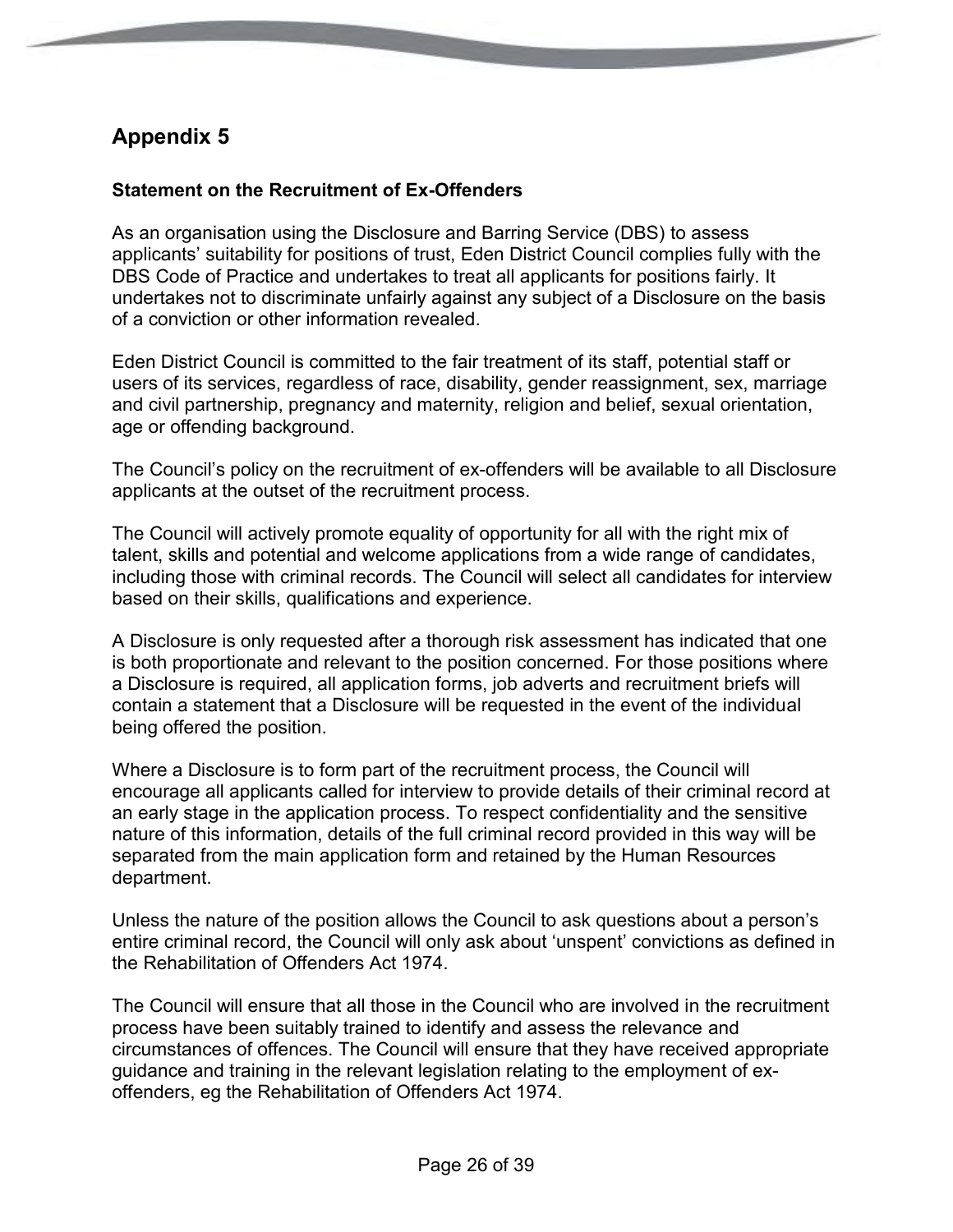# Appendix 5

**Statement on the Recruitment of Ex-Offenders**

As an organisation using the Disclosure and Barring Service (DBS) to assess applicants' suitability for positions of trust, Eden District Council complies fully with the DBS Code of Practice and undertakes to treat all applicants for positions fairly. It undertakes not to discriminate unfairly against any subject of a Disclosure on the basis of a conviction or other information revealed.

Eden District Council is committed to the fair treatment of its staff, potential staff or users of its services, regardless of race, disability, gender reassignment, sex, marriage and civil partnership, pregnancy and maternity, religion and belief, sexual orientation, age or offending background.

The Council's policy on the recruitment of ex-offenders will be available to all Disclosure applicants at the outset of the recruitment process.

The Council will actively promote equality of opportunity for all with the right mix of talent, skills and potential and welcome applications from a wide range of candidates, including those with criminal records. The Council will select all candidates for interview based on their skills, qualifications and experience.

A Disclosure is only requested after a thorough risk assessment has indicated that one is both proportionate and relevant to the position concerned. For those positions where a Disclosure is required, all application forms, job adverts and recruitment briefs will contain a statement that a Disclosure will be requested in the event of the individual being offered the position.

Where a Disclosure is to form part of the recruitment process, the Council will encourage all applicants called for interview to provide details of their criminal record at an early stage in the application process. To respect confidentiality and the sensitive nature of this information, details of the full criminal record provided in this way will be separated from the main application form and retained by the Human Resources department.

Unless the nature of the position allows the Council to ask questions about a person's entire criminal record, the Council will only ask about 'unspent' convictions as defined in the Rehabilitation of Offenders Act 1974.

The Council will ensure that all those in the Council who are involved in the recruitment process have been suitably trained to identify and assess the relevance and circumstances of offences. The Council will ensure that they have received appropriate guidance and training in the relevant legislation relating to the employment of ex-offenders, eg the Rehabilitation of Offenders Act 1974.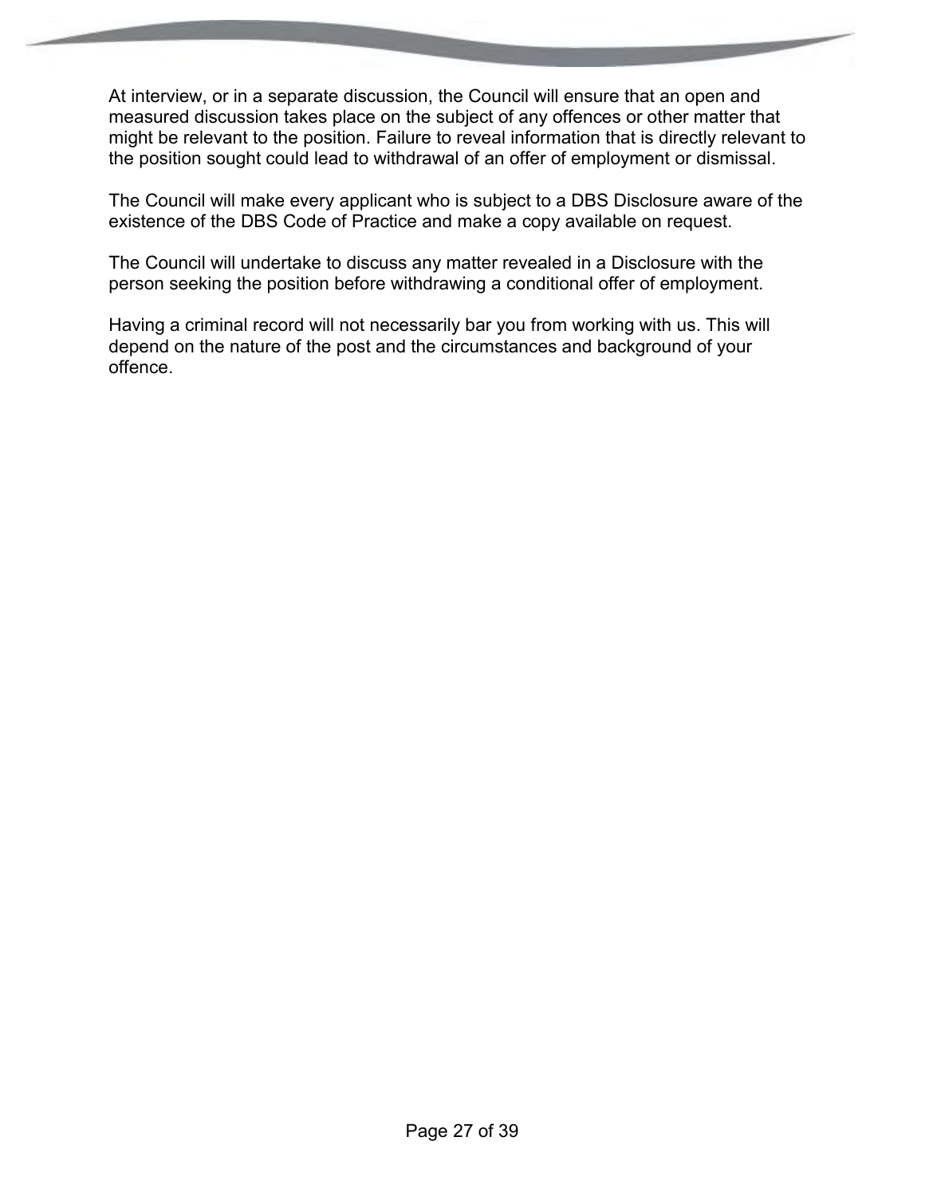At interview, or in a separate discussion, the Council will ensure that an open and measured discussion takes place on the subject of any offences or other matter that might be relevant to the position. Failure to reveal information that is directly relevant to the position sought could lead to withdrawal of an offer of employment or dismissal.

The Council will make every applicant who is subject to a DBS Disclosure aware of the existence of the DBS Code of Practice and make a copy available on request.

The Council will undertake to discuss any matter revealed in a Disclosure with the person seeking the position before withdrawing a conditional offer of employment.

Having a criminal record will not necessarily bar you from working with us. This will depend on the nature of the post and the circumstances and background of your offence.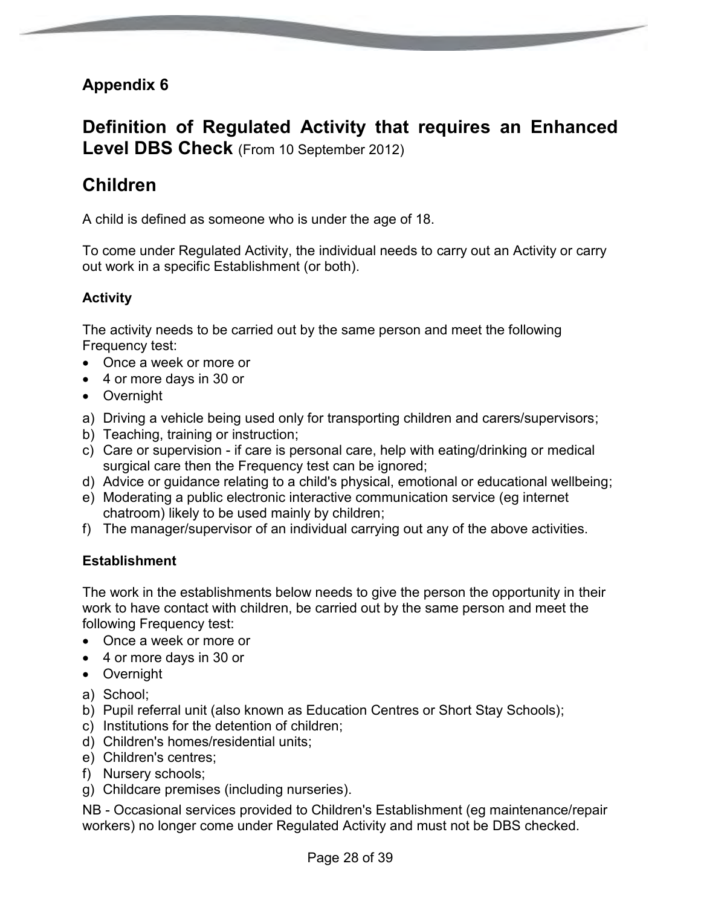## Appendix 6

# Definition of Regulated Activity that requires an Enhanced Level DBS Check (From 10 September 2012)

# Children

A child is defined as someone who is under the age of 18.

To come under Regulated Activity, the individual needs to carry out an Activity or carry out work in a specific Establishment (or both).

### Activity

The activity needs to be carried out by the same person and meet the following Frequency test:

- Once a week or more or
- 4 or more days in 30 or
- Overnight

a) Driving a vehicle being used only for transporting children and carers/supervisors;
b) Teaching, training or instruction;
c) Care or supervision - if care is personal care, help with eating/drinking or medical surgical care then the Frequency test can be ignored;
d) Advice or guidance relating to a child's physical, emotional or educational wellbeing;
e) Moderating a public electronic interactive communication service (eg internet chatroom) likely to be used mainly by children;
f) The manager/supervisor of an individual carrying out any of the above activities.

### Establishment

The work in the establishments below needs to give the person the opportunity in their work to have contact with children, be carried out by the same person and meet the following Frequency test:

- Once a week or more or
- 4 or more days in 30 or
- Overnight

a) School;
b) Pupil referral unit (also known as Education Centres or Short Stay Schools);
c) Institutions for the detention of children;
d) Children's homes/residential units;
e) Children's centres;
f) Nursery schools;
g) Childcare premises (including nurseries).

NB - Occasional services provided to Children's Establishment (eg maintenance/repair workers) no longer come under Regulated Activity and must not be DBS checked.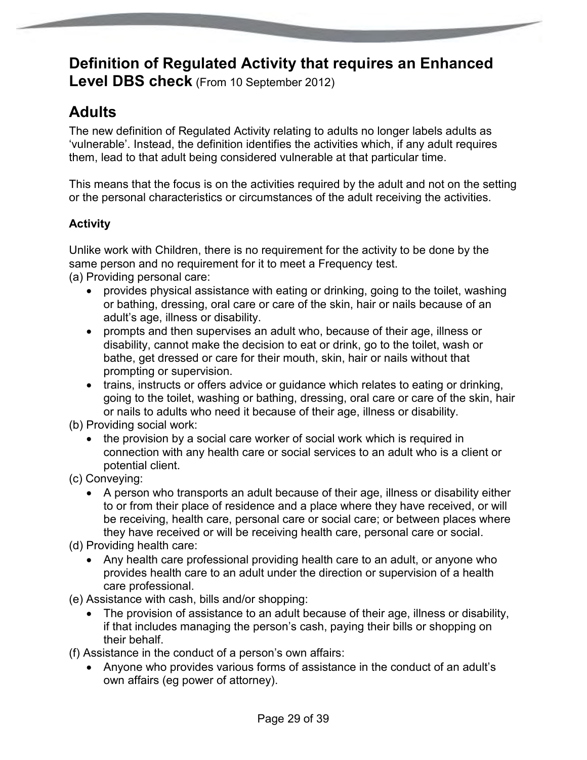# Definition of Regulated Activity that requires an Enhanced Level DBS check (From 10 September 2012)

## Adults

The new definition of Regulated Activity relating to adults no longer labels adults as 'vulnerable'. Instead, the definition identifies the activities which, if any adult requires them, lead to that adult being considered vulnerable at that particular time.

This means that the focus is on the activities required by the adult and not on the setting or the personal characteristics or circumstances of the adult receiving the activities.

### Activity

Unlike work with Children, there is no requirement for the activity to be done by the same person and no requirement for it to meet a Frequency test.

(a) Providing personal care:

- provides physical assistance with eating or drinking, going to the toilet, washing or bathing, dressing, oral care or care of the skin, hair or nails because of an adult's age, illness or disability.
- prompts and then supervises an adult who, because of their age, illness or disability, cannot make the decision to eat or drink, go to the toilet, wash or bathe, get dressed or care for their mouth, skin, hair or nails without that prompting or supervision.
- trains, instructs or offers advice or guidance which relates to eating or drinking, going to the toilet, washing or bathing, dressing, oral care or care of the skin, hair or nails to adults who need it because of their age, illness or disability.

(b) Providing social work:

- the provision by a social care worker of social work which is required in connection with any health care or social services to an adult who is a client or potential client.

(c) Conveying:

- A person who transports an adult because of their age, illness or disability either to or from their place of residence and a place where they have received, or will be receiving, health care, personal care or social care; or between places where they have received or will be receiving health care, personal care or social.

(d) Providing health care:

- Any health care professional providing health care to an adult, or anyone who provides health care to an adult under the direction or supervision of a health care professional.

(e) Assistance with cash, bills and/or shopping:

- The provision of assistance to an adult because of their age, illness or disability, if that includes managing the person's cash, paying their bills or shopping on their behalf.

(f) Assistance in the conduct of a person's own affairs:

- Anyone who provides various forms of assistance in the conduct of an adult's own affairs (eg power of attorney).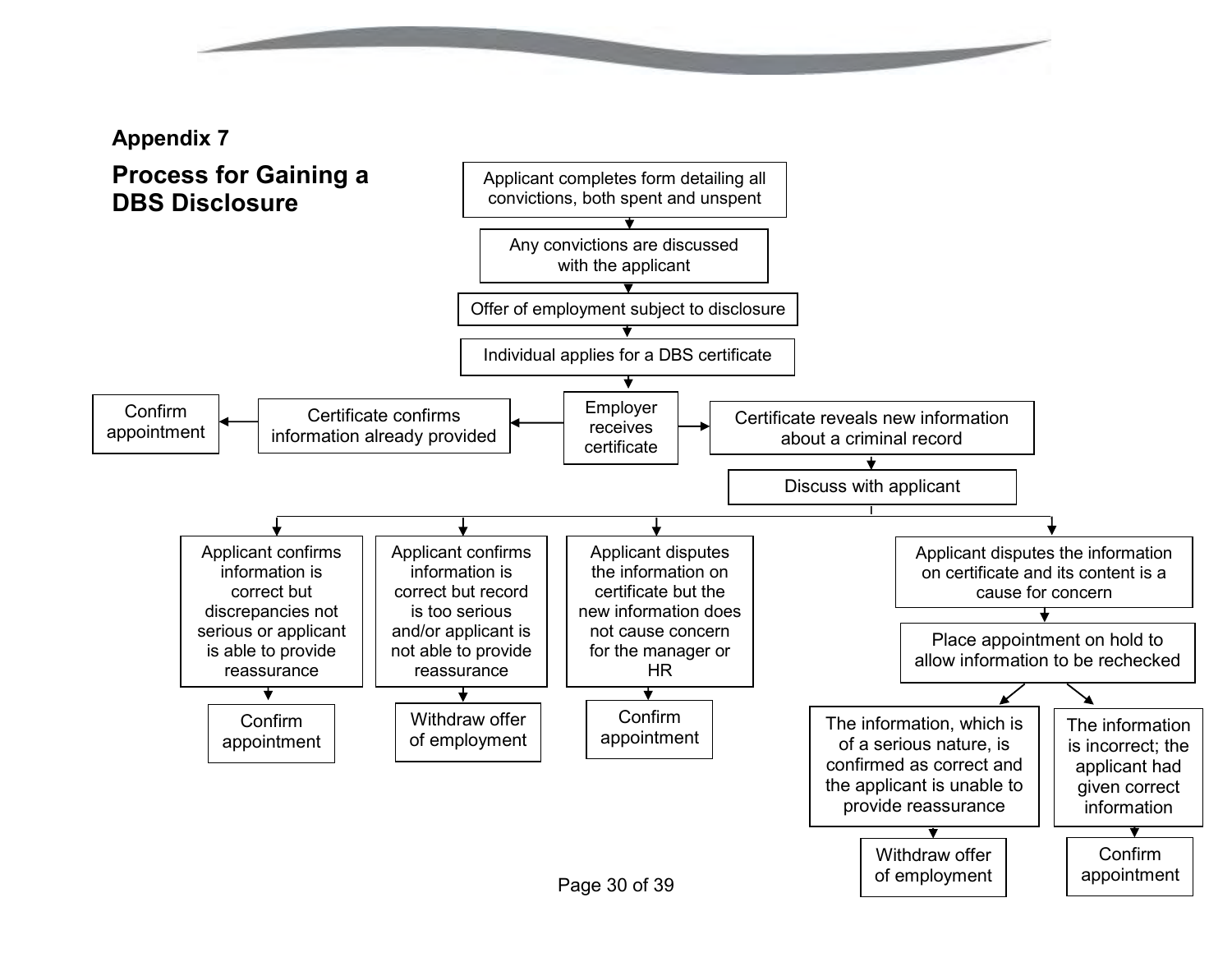## Appendix 7

# Process for Gaining a DBS Disclosure

Applicant completes form detailing all convictions, both spent and unspent

↓

Any convictions are discussed with the applicant

↓

Offer of employment subject to disclosure

↓

Individual applies for a DBS certificate

↓

Employer receives certificate

- Certificate confirms information already provided → Confirm appointment
- Certificate reveals new information about a criminal record → Discuss with applicant
  - Applicant confirms information is correct but discrepancies not serious or applicant is able to provide reassurance → Confirm appointment
  - Applicant confirms information is correct but record is too serious and/or applicant is not able to provide reassurance → Withdraw offer of employment
  - Applicant disputes the information on certificate but the new information does not cause concern for the manager or HR → Confirm appointment
  - Applicant disputes the information on certificate and its content is a cause for concern → Place appointment on hold to allow information to be rechecked
    - The information, which is of a serious nature, is confirmed as correct and the applicant is unable to provide reassurance → Withdraw offer of employment
    - The information is incorrect; the applicant had given correct information → Confirm appointment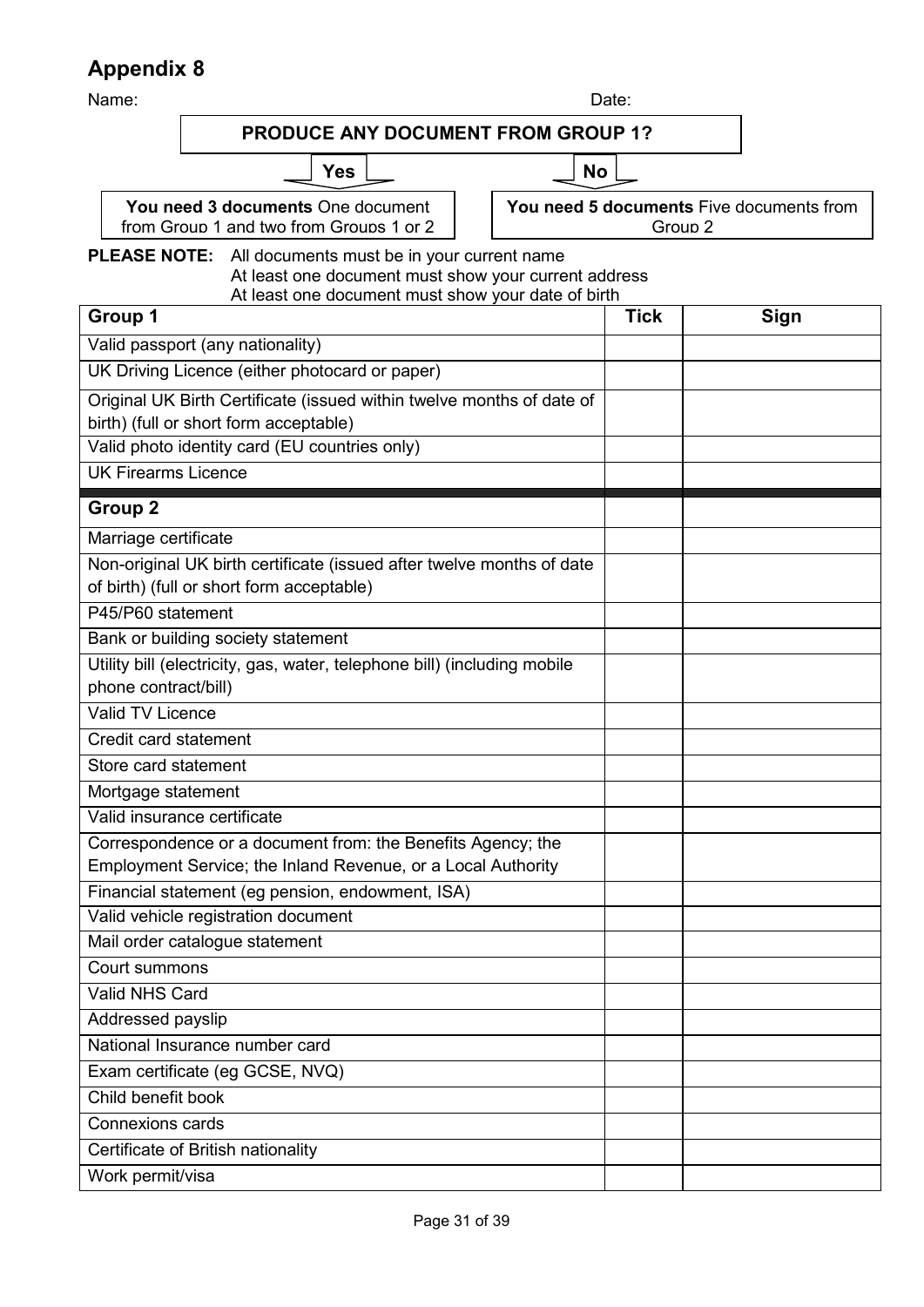## Appendix 8

Name: Date:

**PRODUCE ANY DOCUMENT FROM GROUP 1?**

**Yes** → **You need 3 documents** One document from Group 1 and two from Groups 1 or 2

**No** → **You need 5 documents** Five documents from Group 2

**PLEASE NOTE:** All documents must be in your current name
At least one document must show your current address
At least one document must show your date of birth

| **Group 1** | **Tick** | **Sign** |
|---|---|---|
| Valid passport (any nationality) | | |
| UK Driving Licence (either photocard or paper) | | |
| Original UK Birth Certificate (issued within twelve months of date of birth) (full or short form acceptable) | | |
| Valid photo identity card (EU countries only) | | |
| UK Firearms Licence | | |
| **Group 2** | | |
| Marriage certificate | | |
| Non-original UK birth certificate (issued after twelve months of date of birth) (full or short form acceptable) | | |
| P45/P60 statement | | |
| Bank or building society statement | | |
| Utility bill (electricity, gas, water, telephone bill) (including mobile phone contract/bill) | | |
| Valid TV Licence | | |
| Credit card statement | | |
| Store card statement | | |
| Mortgage statement | | |
| Valid insurance certificate | | |
| Correspondence or a document from: the Benefits Agency; the Employment Service; the Inland Revenue, or a Local Authority | | |
| Financial statement (eg pension, endowment, ISA) | | |
| Valid vehicle registration document | | |
| Mail order catalogue statement | | |
| Court summons | | |
| Valid NHS Card | | |
| Addressed payslip | | |
| National Insurance number card | | |
| Exam certificate (eg GCSE, NVQ) | | |
| Child benefit book | | |
| Connexions cards | | |
| Certificate of British nationality | | |
| Work permit/visa | | |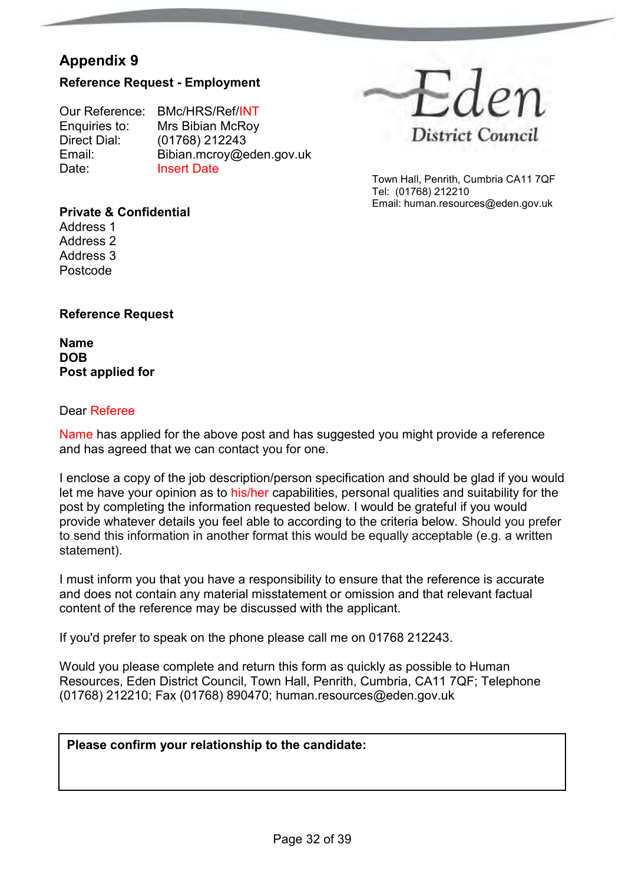## Appendix 9

**Reference Request - Employment**

Our Reference: BMc/HRS/Ref/INT
Enquiries to: Mrs Bibian McRoy
Direct Dial: (01768) 212243
Email: Bibian.mcroy@eden.gov.uk
Date: Insert Date

Eden District Council

Town Hall, Penrith, Cumbria CA11 7QF
Tel: (01768) 212210
Email: human.resources@eden.gov.uk

**Private & Confidential**
Address 1
Address 2
Address 3
Postcode

**Reference Request**

**Name**
**DOB**
**Post applied for**

Dear Referee

Name has applied for the above post and has suggested you might provide a reference and has agreed that we can contact you for one.

I enclose a copy of the job description/person specification and should be glad if you would let me have your opinion as to his/her capabilities, personal qualities and suitability for the post by completing the information requested below. I would be grateful if you would provide whatever details you feel able to according to the criteria below. Should you prefer to send this information in another format this would be equally acceptable (e.g. a written statement).

I must inform you that you have a responsibility to ensure that the reference is accurate and does not contain any material misstatement or omission and that relevant factual content of the reference may be discussed with the applicant.

If you'd prefer to speak on the phone please call me on 01768 212243.

Would you please complete and return this form as quickly as possible to Human Resources, Eden District Council, Town Hall, Penrith, Cumbria, CA11 7QF; Telephone (01768) 212210; Fax (01768) 890470; human.resources@eden.gov.uk

| **Please confirm your relationship to the candidate:** |
| --- |
| |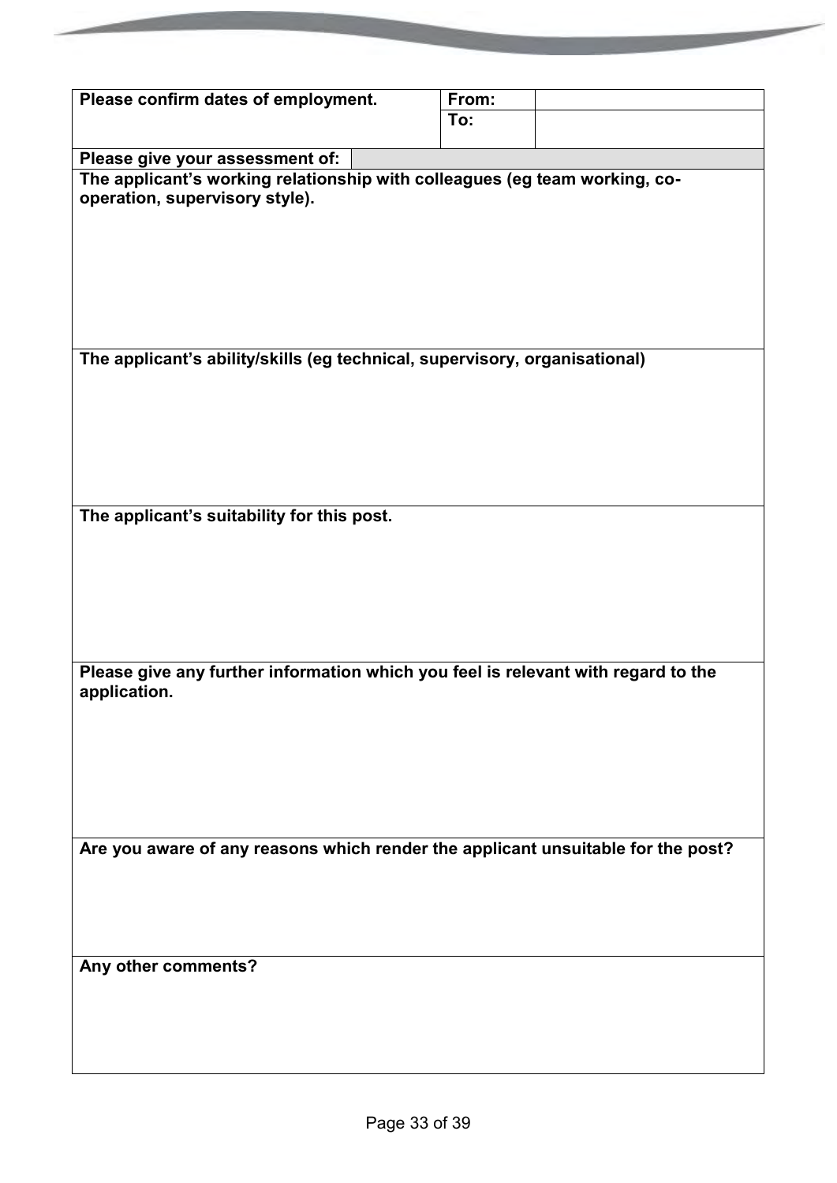| **Please confirm dates of employment.** | **From:** | |
|---|---|---|
| | **To:** | |

| **Please give your assessment of:** |
|---|
| **The applicant's working relationship with colleagues (eg team working, co-operation, supervisory style).** |
| **The applicant's ability/skills (eg technical, supervisory, organisational)** |
| **The applicant's suitability for this post.** |
| **Please give any further information which you feel is relevant with regard to the application.** |
| **Are you aware of any reasons which render the applicant unsuitable for the post?** |
| **Any other comments?** |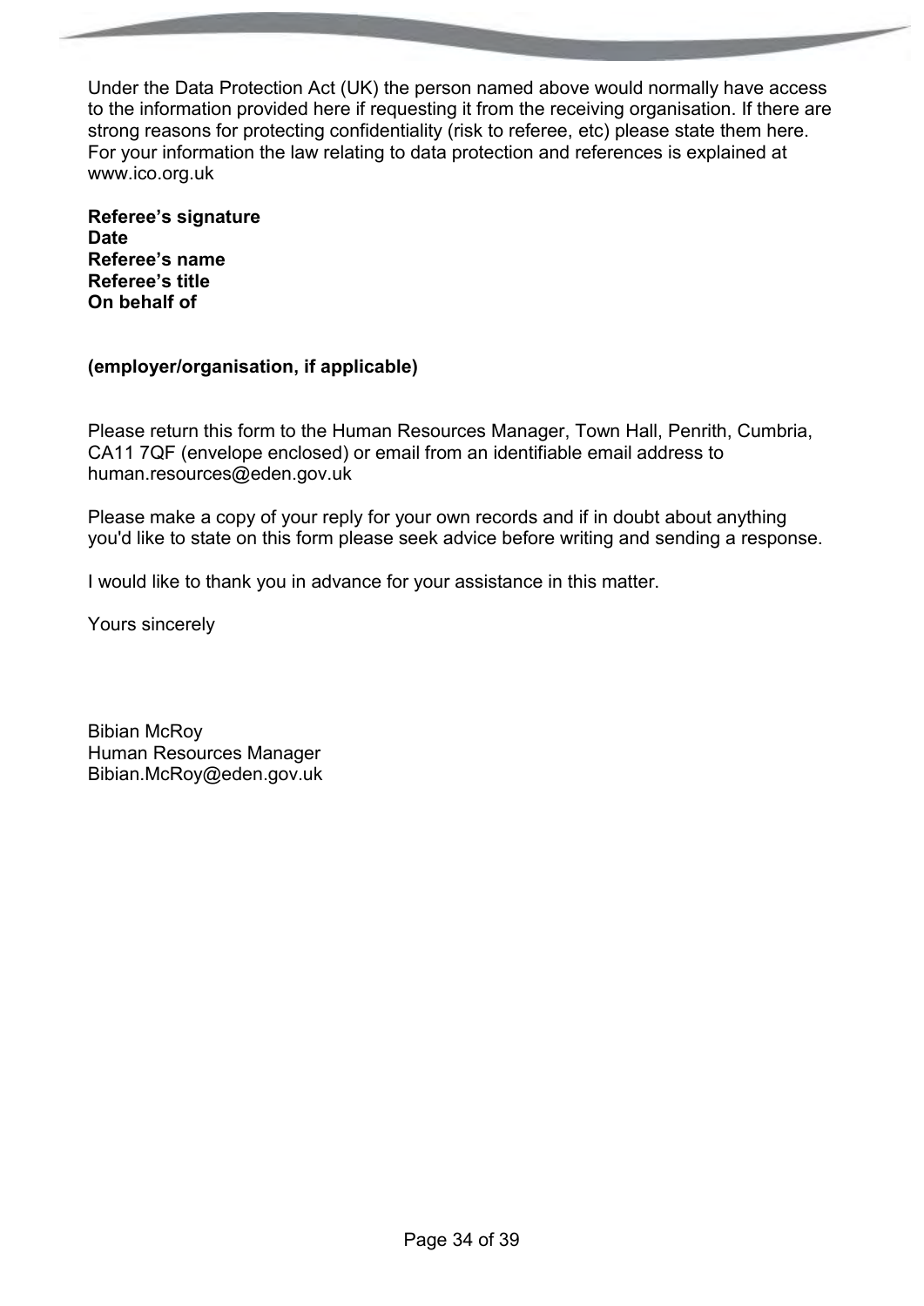Under the Data Protection Act (UK) the person named above would normally have access to the information provided here if requesting it from the receiving organisation. If there are strong reasons for protecting confidentiality (risk to referee, etc) please state them here. For your information the law relating to data protection and references is explained at www.ico.org.uk

**Referee's signature**
**Date**
**Referee's name**
**Referee's title**
**On behalf of**

**(employer/organisation, if applicable)**

Please return this form to the Human Resources Manager, Town Hall, Penrith, Cumbria, CA11 7QF (envelope enclosed) or email from an identifiable email address to human.resources@eden.gov.uk

Please make a copy of your reply for your own records and if in doubt about anything you'd like to state on this form please seek advice before writing and sending a response.

I would like to thank you in advance for your assistance in this matter.

Yours sincerely

Bibian McRoy
Human Resources Manager
Bibian.McRoy@eden.gov.uk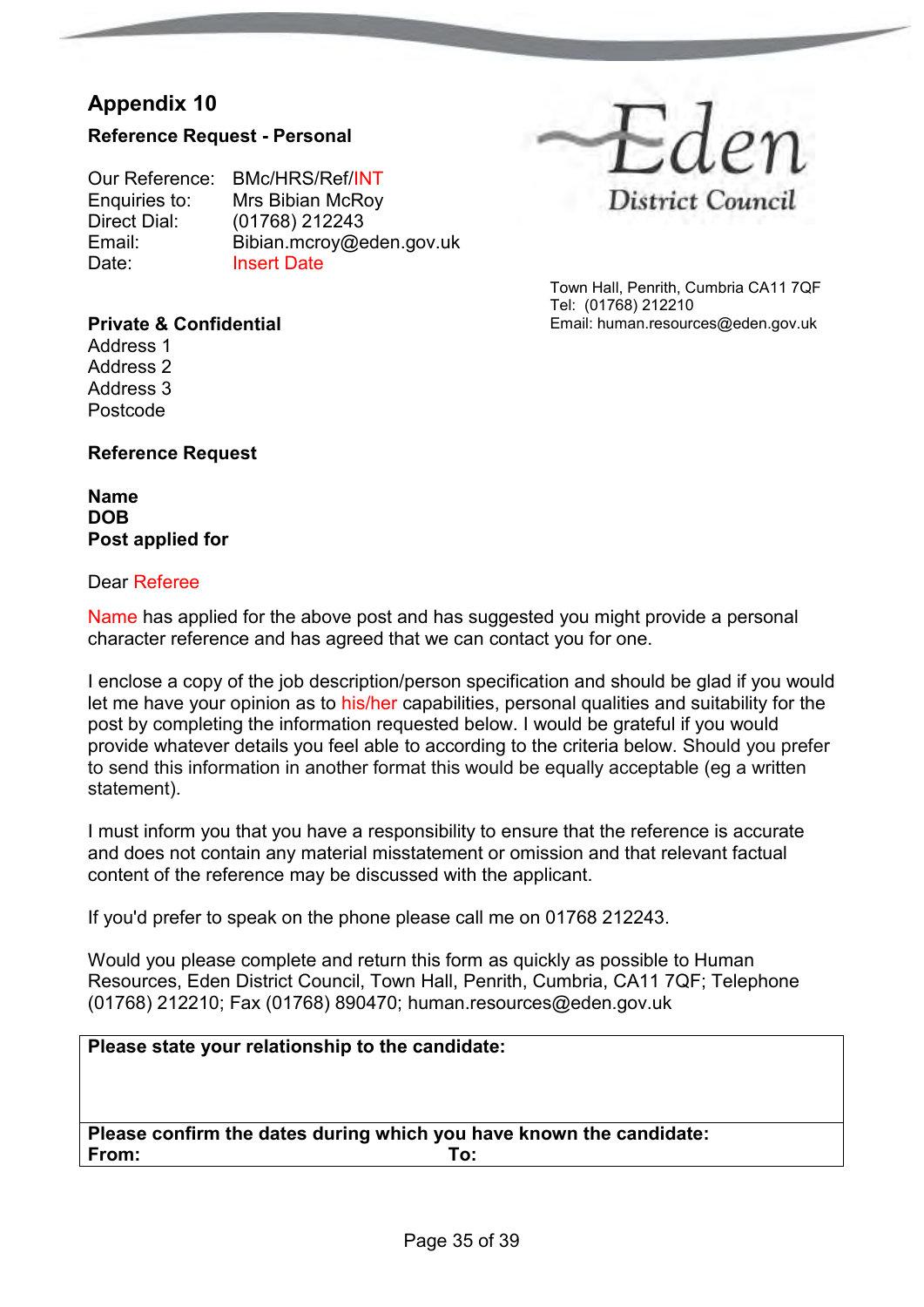## Appendix 10

**Reference Request - Personal**

Our Reference: BMc/HRS/Ref/INT
Enquiries to: Mrs Bibian McRoy
Direct Dial: (01768) 212243
Email: Bibian.mcroy@eden.gov.uk
Date: Insert Date

Eden District Council

Town Hall, Penrith, Cumbria CA11 7QF
Tel: (01768) 212210
Email: human.resources@eden.gov.uk

**Private & Confidential**
Address 1
Address 2
Address 3
Postcode

**Reference Request**

**Name**
**DOB**
**Post applied for**

Dear Referee

Name has applied for the above post and has suggested you might provide a personal character reference and has agreed that we can contact you for one.

I enclose a copy of the job description/person specification and should be glad if you would let me have your opinion as to his/her capabilities, personal qualities and suitability for the post by completing the information requested below. I would be grateful if you would provide whatever details you feel able to according to the criteria below. Should you prefer to send this information in another format this would be equally acceptable (eg a written statement).

I must inform you that you have a responsibility to ensure that the reference is accurate and does not contain any material misstatement or omission and that relevant factual content of the reference may be discussed with the applicant.

If you'd prefer to speak on the phone please call me on 01768 212243.

Would you please complete and return this form as quickly as possible to Human Resources, Eden District Council, Town Hall, Penrith, Cumbria, CA11 7QF; Telephone (01768) 212210; Fax (01768) 890470; human.resources@eden.gov.uk

| **Please state your relationship to the candidate:** | |
|---|---|
| | |
| **Please confirm the dates during which you have known the candidate:** | |
| **From:** | **To:** |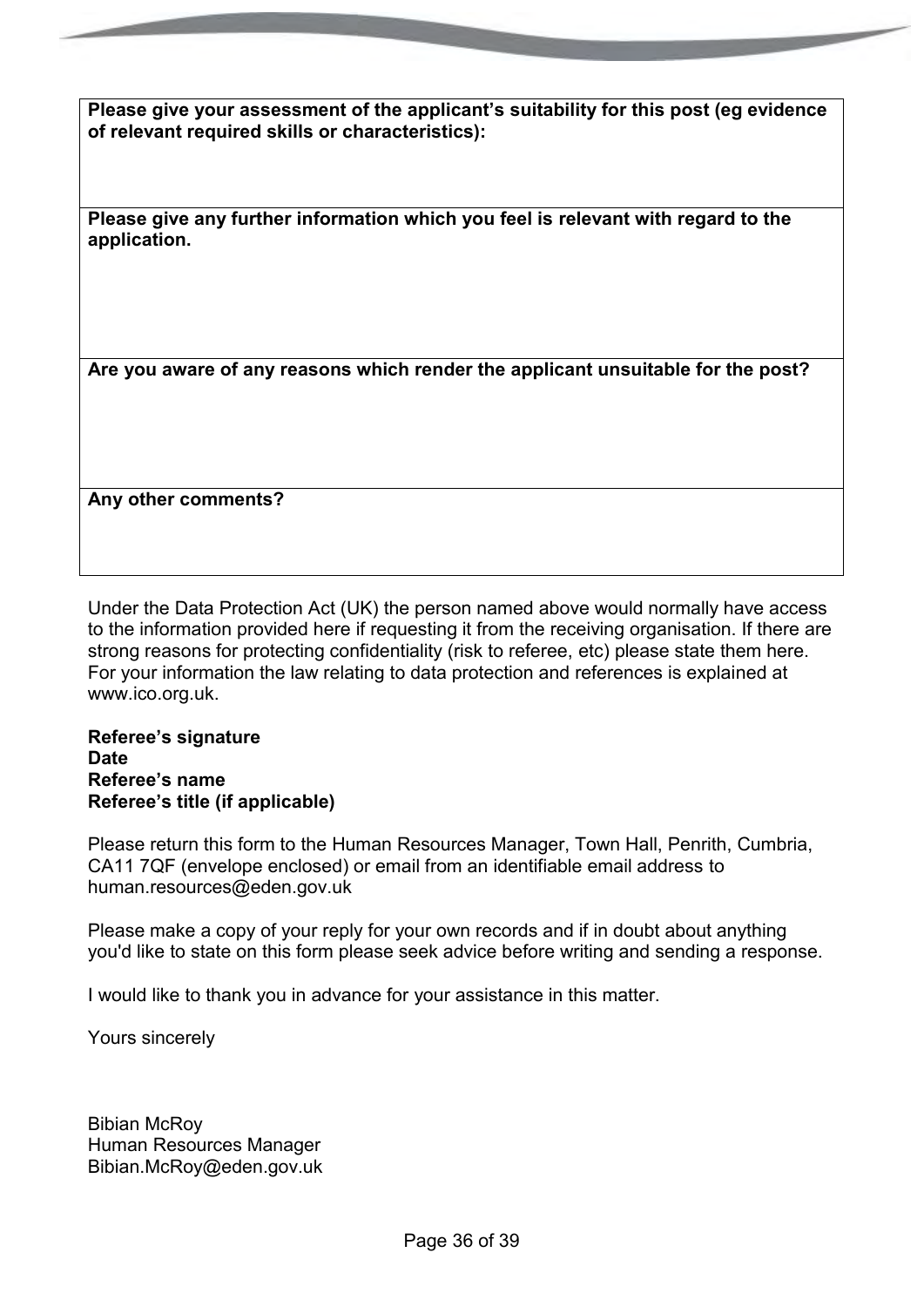| **Please give your assessment of the applicant's suitability for this post (eg evidence of relevant required skills or characteristics):** |
| --- |
| **Please give any further information which you feel is relevant with regard to the application.** |
| **Are you aware of any reasons which render the applicant unsuitable for the post?** |
| **Any other comments?** |

Under the Data Protection Act (UK) the person named above would normally have access to the information provided here if requesting it from the receiving organisation. If there are strong reasons for protecting confidentiality (risk to referee, etc) please state them here. For your information the law relating to data protection and references is explained at www.ico.org.uk.

**Referee's signature**
**Date**
**Referee's name**
**Referee's title (if applicable)**

Please return this form to the Human Resources Manager, Town Hall, Penrith, Cumbria, CA11 7QF (envelope enclosed) or email from an identifiable email address to human.resources@eden.gov.uk

Please make a copy of your reply for your own records and if in doubt about anything you'd like to state on this form please seek advice before writing and sending a response.

I would like to thank you in advance for your assistance in this matter.

Yours sincerely

Bibian McRoy
Human Resources Manager
Bibian.McRoy@eden.gov.uk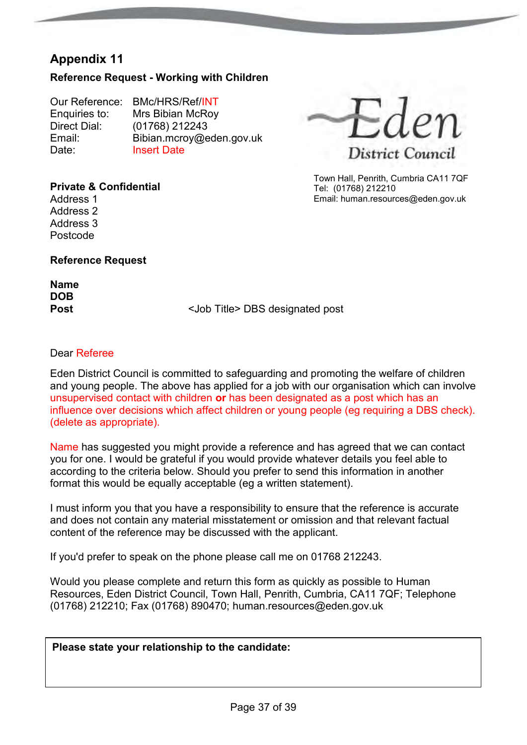## Appendix 11

### Reference Request - Working with Children

Our Reference: BMc/HRS/Ref/INT
Enquiries to: Mrs Bibian McRoy
Direct Dial: (01768) 212243
Email: Bibian.mcroy@eden.gov.uk
Date: Insert Date

Eden District Council

Town Hall, Penrith, Cumbria CA11 7QF
Tel: (01768) 212210
Email: human.resources@eden.gov.uk

**Private & Confidential**
Address 1
Address 2
Address 3
Postcode

**Reference Request**

**Name**
**DOB**
**Post** <Job Title> DBS designated post

Dear Referee

Eden District Council is committed to safeguarding and promoting the welfare of children and young people. The above has applied for a job with our organisation which can involve unsupervised contact with children **or** has been designated as a post which has an influence over decisions which affect children or young people (eg requiring a DBS check). (delete as appropriate).

Name has suggested you might provide a reference and has agreed that we can contact you for one. I would be grateful if you would provide whatever details you feel able to according to the criteria below. Should you prefer to send this information in another format this would be equally acceptable (eg a written statement).

I must inform you that you have a responsibility to ensure that the reference is accurate and does not contain any material misstatement or omission and that relevant factual content of the reference may be discussed with the applicant.

If you'd prefer to speak on the phone please call me on 01768 212243.

Would you please complete and return this form as quickly as possible to Human Resources, Eden District Council, Town Hall, Penrith, Cumbria, CA11 7QF; Telephone (01768) 212210; Fax (01768) 890470; human.resources@eden.gov.uk

| **Please state your relationship to the candidate:** |
|---|
| |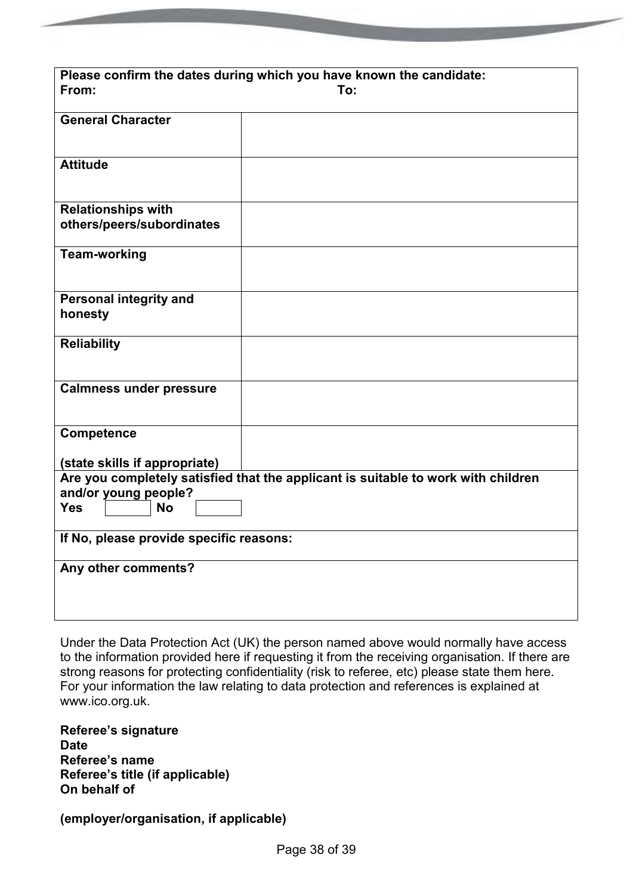| **Please confirm the dates during which you have known the candidate:**<br>**From:** **To:** | |
|---|---|
| **General Character** | |
| **Attitude** | |
| **Relationships with others/peers/subordinates** | |
| **Team-working** | |
| **Personal integrity and honesty** | |
| **Reliability** | |
| **Calmness under pressure** | |
| **Competence**<br><br>**(state skills if appropriate)** | |
| **Are you completely satisfied that the applicant is suitable to work with children and/or young people?**<br>**Yes** ☐ **No** ☐ | |
| **If No, please provide specific reasons:** | |
| **Any other comments?** | |

Under the Data Protection Act (UK) the person named above would normally have access to the information provided here if requesting it from the receiving organisation. If there are strong reasons for protecting confidentiality (risk to referee, etc) please state them here. For your information the law relating to data protection and references is explained at www.ico.org.uk.

**Referee's signature**
**Date**
**Referee's name**
**Referee's title (if applicable)**
**On behalf of**

**(employer/organisation, if applicable)**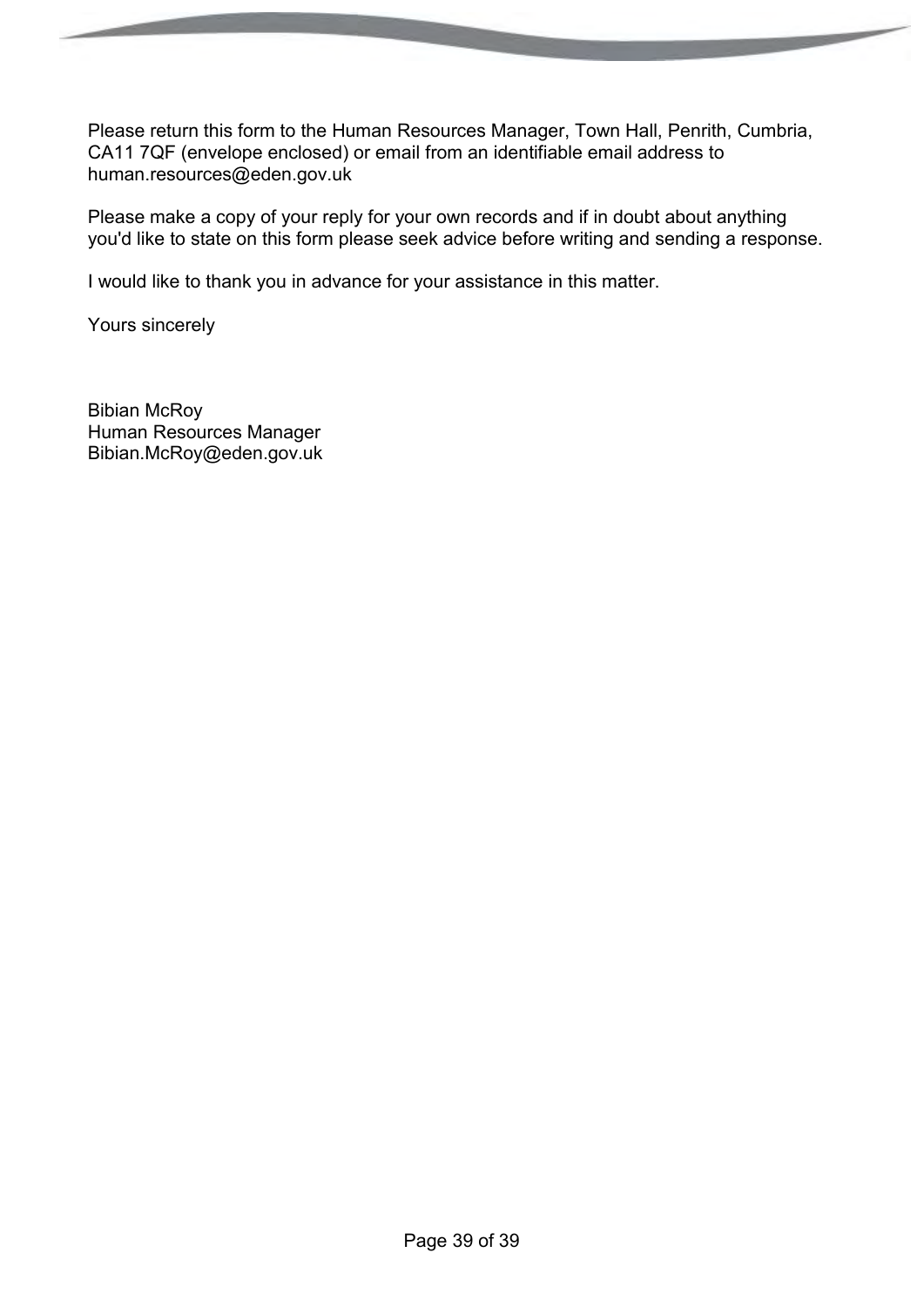Please return this form to the Human Resources Manager, Town Hall, Penrith, Cumbria, CA11 7QF (envelope enclosed) or email from an identifiable email address to human.resources@eden.gov.uk

Please make a copy of your reply for your own records and if in doubt about anything you'd like to state on this form please seek advice before writing and sending a response.

I would like to thank you in advance for your assistance in this matter.

Yours sincerely

Bibian McRoy
Human Resources Manager
Bibian.McRoy@eden.gov.uk